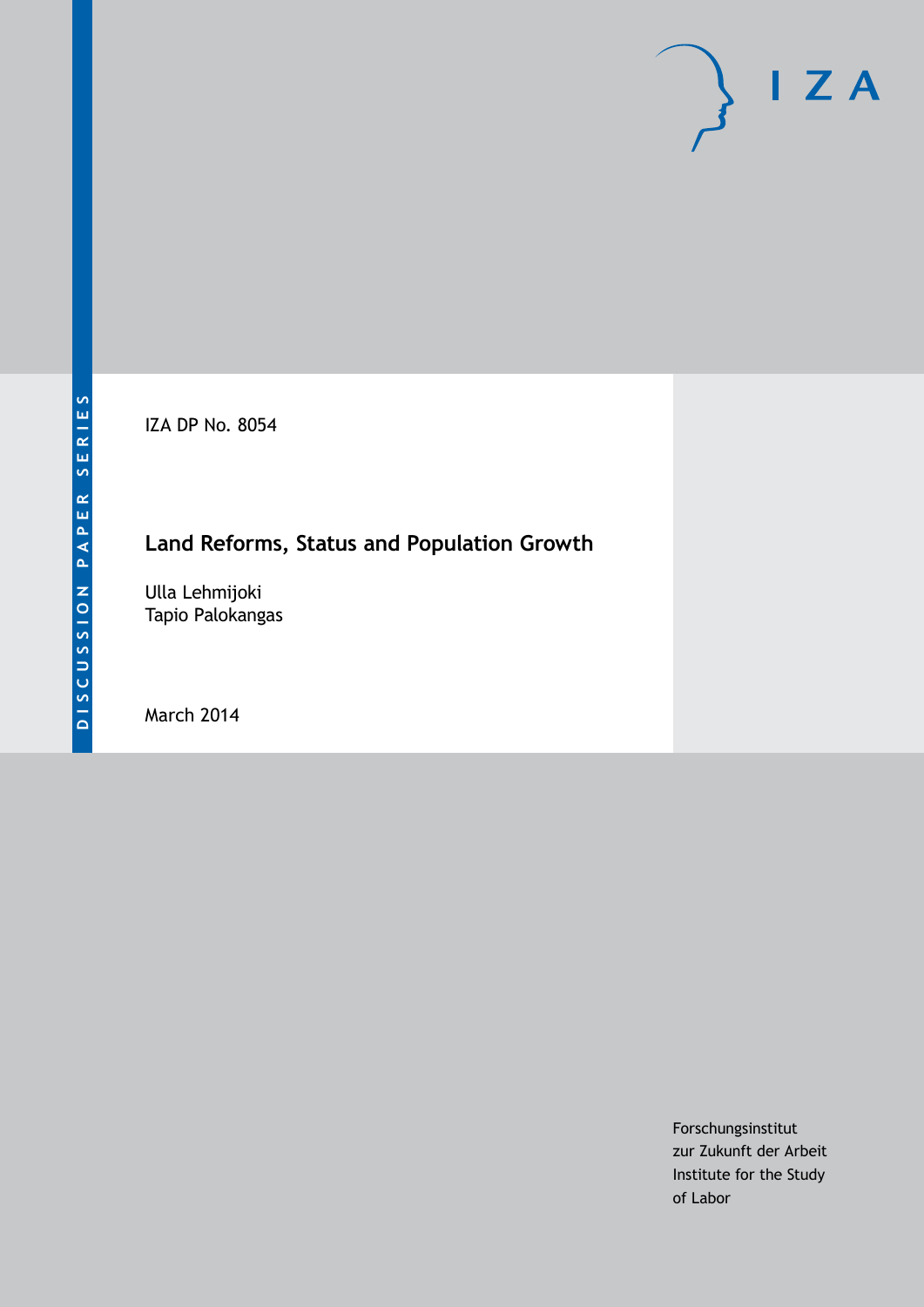DISCUSSION PAPER SERIES

IZA

IZA DP No. 8054

# Land Reforms, Status and Population Growth

Ulla Lehmijoki
Tapio Palokangas

March 2014

Forschungsinstitut
zur Zukunft der Arbeit
Institute for the Study
of Labor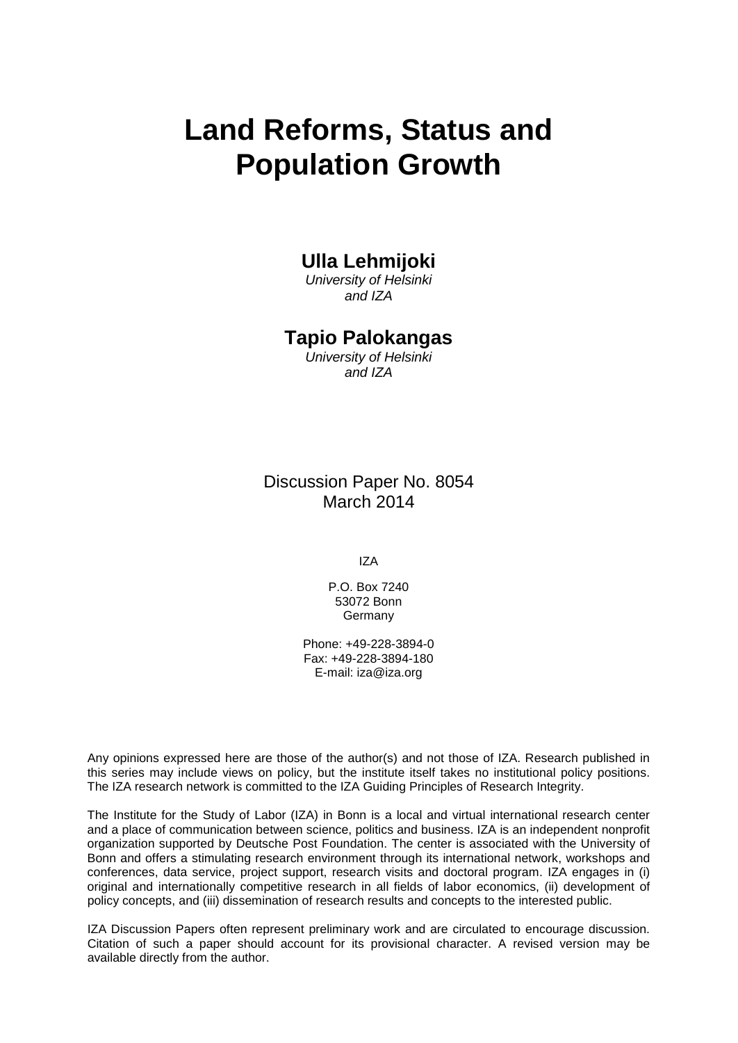# Land Reforms, Status and Population Growth

**Ulla Lehmijoki**
*University of Helsinki*
*and IZA*

**Tapio Palokangas**
*University of Helsinki*
*and IZA*

Discussion Paper No. 8054
March 2014

IZA

P.O. Box 7240
53072 Bonn
Germany

Phone: +49-228-3894-0
Fax: +49-228-3894-180
E-mail: iza@iza.org

Any opinions expressed here are those of the author(s) and not those of IZA. Research published in this series may include views on policy, but the institute itself takes no institutional policy positions. The IZA research network is committed to the IZA Guiding Principles of Research Integrity.

The Institute for the Study of Labor (IZA) in Bonn is a local and virtual international research center and a place of communication between science, politics and business. IZA is an independent nonprofit organization supported by Deutsche Post Foundation. The center is associated with the University of Bonn and offers a stimulating research environment through its international network, workshops and conferences, data service, project support, research visits and doctoral program. IZA engages in (i) original and internationally competitive research in all fields of labor economics, (ii) development of policy concepts, and (iii) dissemination of research results and concepts to the interested public.

IZA Discussion Papers often represent preliminary work and are circulated to encourage discussion. Citation of such a paper should account for its provisional character. A revised version may be available directly from the author.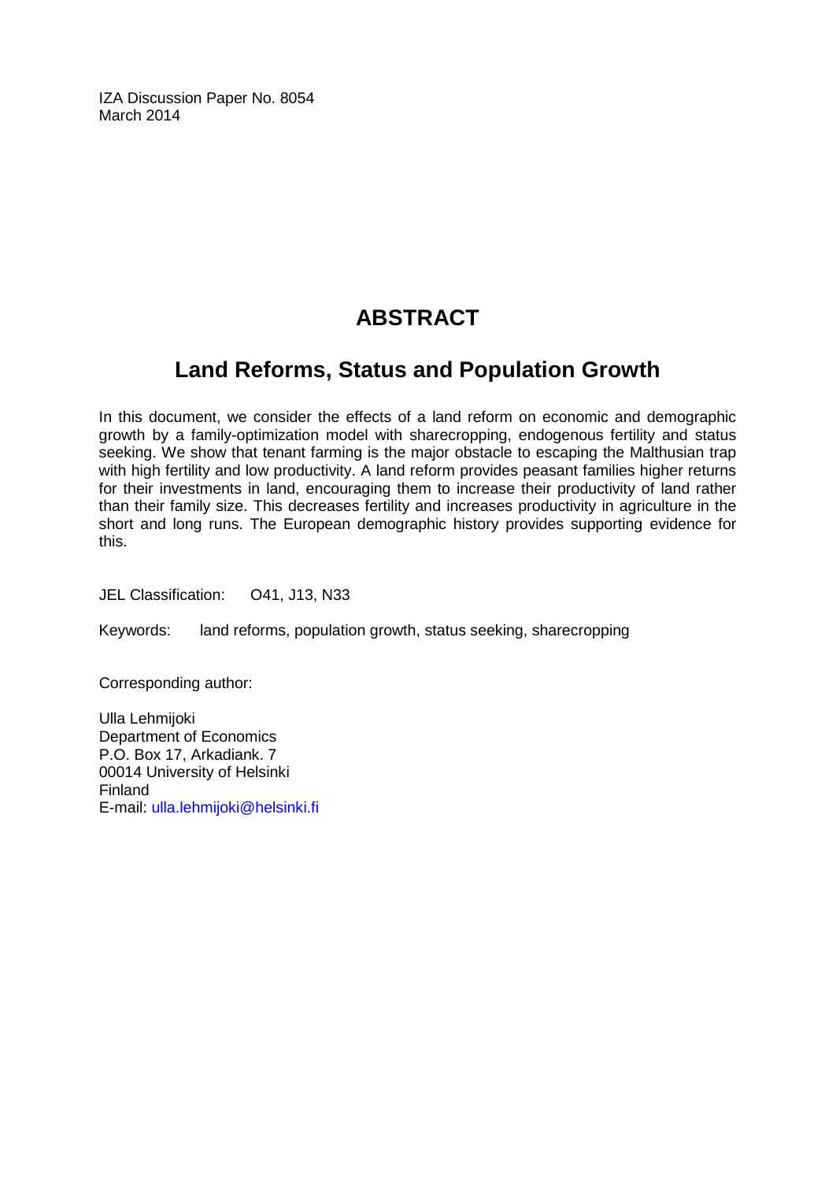IZA Discussion Paper No. 8054
March 2014

# ABSTRACT

## Land Reforms, Status and Population Growth

In this document, we consider the effects of a land reform on economic and demographic growth by a family-optimization model with sharecropping, endogenous fertility and status seeking. We show that tenant farming is the major obstacle to escaping the Malthusian trap with high fertility and low productivity. A land reform provides peasant families higher returns for their investments in land, encouraging them to increase their productivity of land rather than their family size. This decreases fertility and increases productivity in agriculture in the short and long runs. The European demographic history provides supporting evidence for this.

JEL Classification: O41, J13, N33

Keywords: land reforms, population growth, status seeking, sharecropping

Corresponding author:

Ulla Lehmijoki
Department of Economics
P.O. Box 17, Arkadiank. 7
00014 University of Helsinki
Finland
E-mail: ulla.lehmijoki@helsinki.fi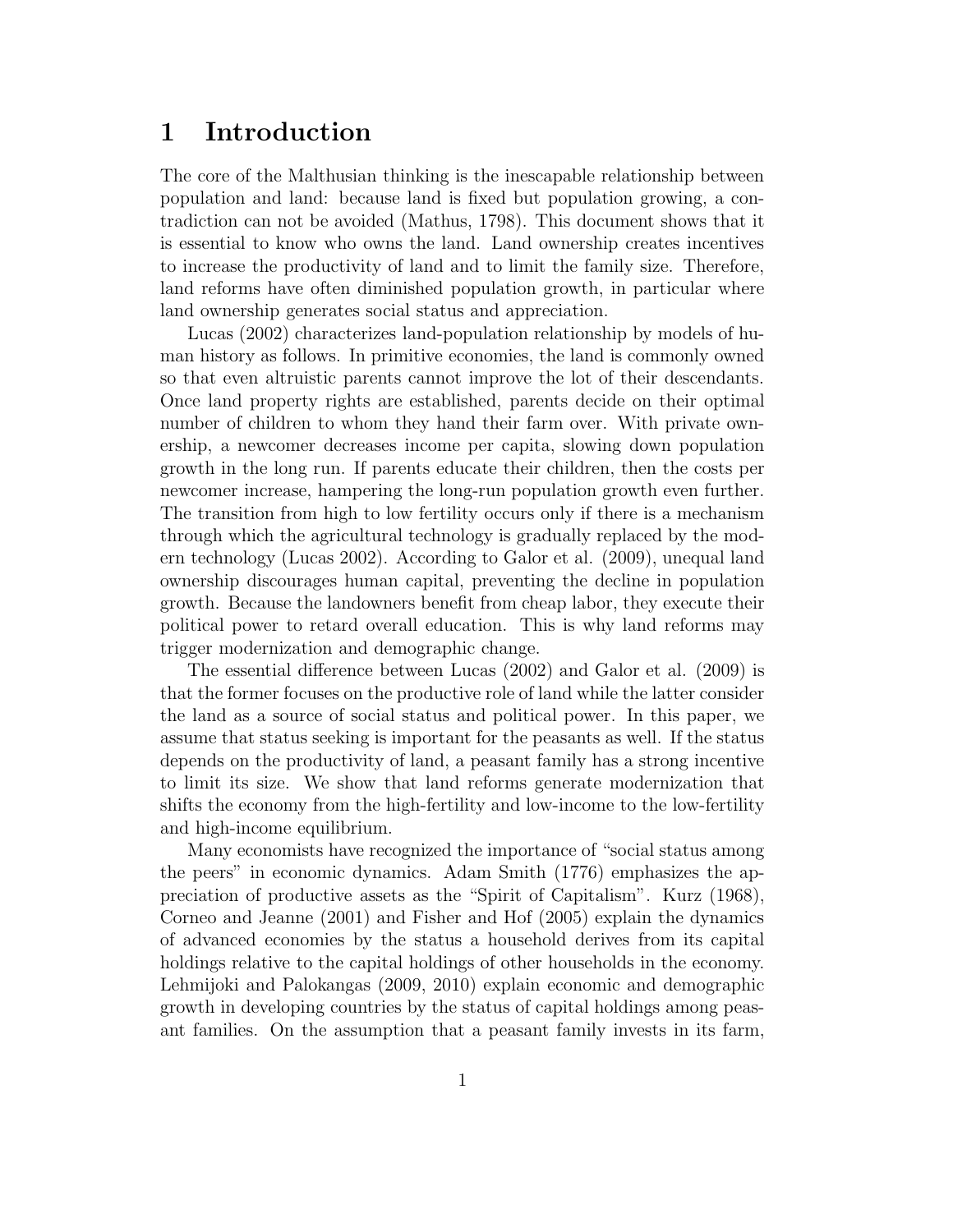# 1 Introduction

The core of the Malthusian thinking is the inescapable relationship between population and land: because land is fixed but population growing, a contradiction can not be avoided (Mathus, 1798). This document shows that it is essential to know who owns the land. Land ownership creates incentives to increase the productivity of land and to limit the family size. Therefore, land reforms have often diminished population growth, in particular where land ownership generates social status and appreciation.

Lucas (2002) characterizes land-population relationship by models of human history as follows. In primitive economies, the land is commonly owned so that even altruistic parents cannot improve the lot of their descendants. Once land property rights are established, parents decide on their optimal number of children to whom they hand their farm over. With private ownership, a newcomer decreases income per capita, slowing down population growth in the long run. If parents educate their children, then the costs per newcomer increase, hampering the long-run population growth even further. The transition from high to low fertility occurs only if there is a mechanism through which the agricultural technology is gradually replaced by the modern technology (Lucas 2002). According to Galor et al. (2009), unequal land ownership discourages human capital, preventing the decline in population growth. Because the landowners benefit from cheap labor, they execute their political power to retard overall education. This is why land reforms may trigger modernization and demographic change.

The essential difference between Lucas (2002) and Galor et al. (2009) is that the former focuses on the productive role of land while the latter consider the land as a source of social status and political power. In this paper, we assume that status seeking is important for the peasants as well. If the status depends on the productivity of land, a peasant family has a strong incentive to limit its size. We show that land reforms generate modernization that shifts the economy from the high-fertility and low-income to the low-fertility and high-income equilibrium.

Many economists have recognized the importance of "social status among the peers" in economic dynamics. Adam Smith (1776) emphasizes the appreciation of productive assets as the "Spirit of Capitalism". Kurz (1968), Corneo and Jeanne (2001) and Fisher and Hof (2005) explain the dynamics of advanced economies by the status a household derives from its capital holdings relative to the capital holdings of other households in the economy. Lehmijoki and Palokangas (2009, 2010) explain economic and demographic growth in developing countries by the status of capital holdings among peasant families. On the assumption that a peasant family invests in its farm,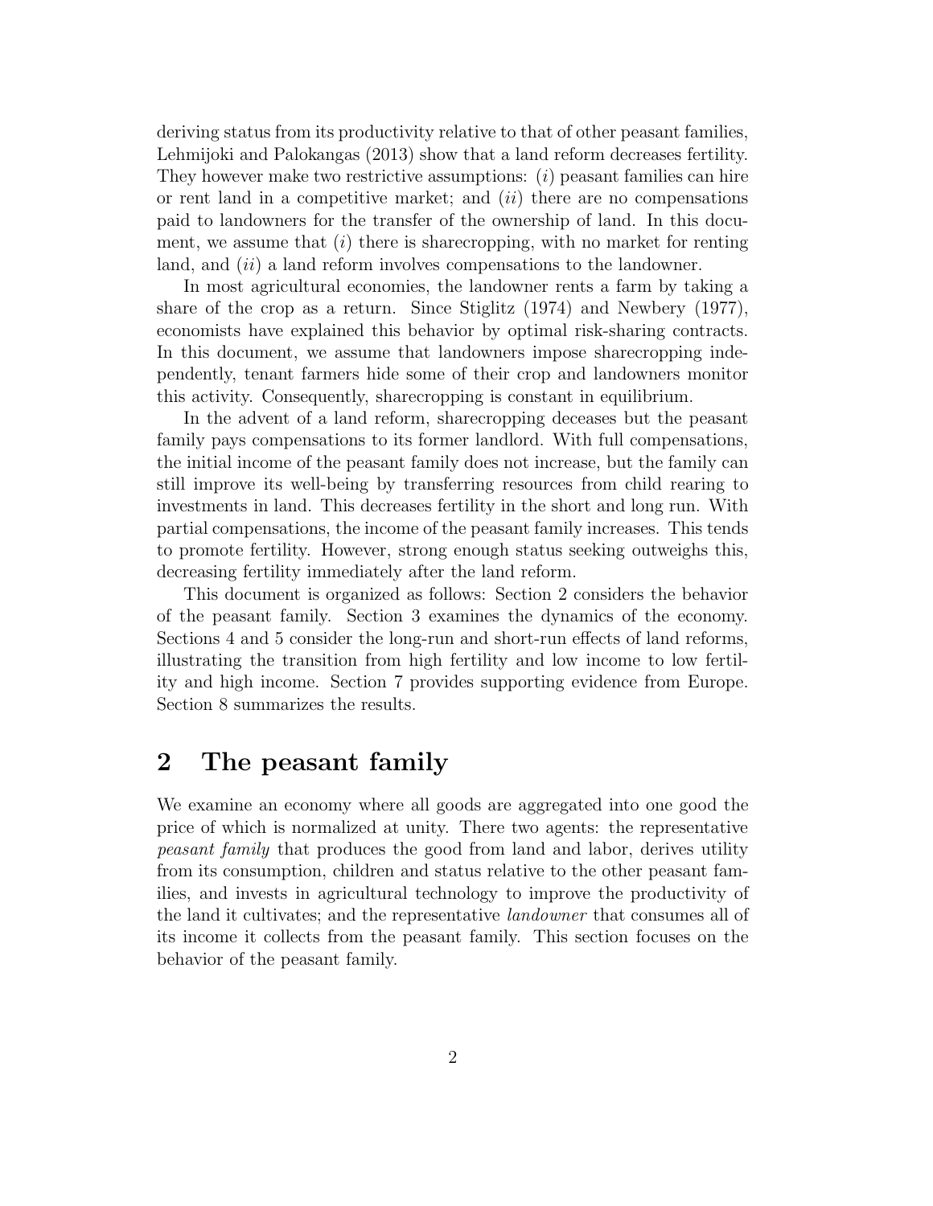deriving status from its productivity relative to that of other peasant families, Lehmijoki and Palokangas (2013) show that a land reform decreases fertility. They however make two restrictive assumptions: (*i*) peasant families can hire or rent land in a competitive market; and (*ii*) there are no compensations paid to landowners for the transfer of the ownership of land. In this document, we assume that (*i*) there is sharecropping, with no market for renting land, and (*ii*) a land reform involves compensations to the landowner.

In most agricultural economies, the landowner rents a farm by taking a share of the crop as a return. Since Stiglitz (1974) and Newbery (1977), economists have explained this behavior by optimal risk-sharing contracts. In this document, we assume that landowners impose sharecropping independently, tenant farmers hide some of their crop and landowners monitor this activity. Consequently, sharecropping is constant in equilibrium.

In the advent of a land reform, sharecropping deceases but the peasant family pays compensations to its former landlord. With full compensations, the initial income of the peasant family does not increase, but the family can still improve its well-being by transferring resources from child rearing to investments in land. This decreases fertility in the short and long run. With partial compensations, the income of the peasant family increases. This tends to promote fertility. However, strong enough status seeking outweighs this, decreasing fertility immediately after the land reform.

This document is organized as follows: Section 2 considers the behavior of the peasant family. Section 3 examines the dynamics of the economy. Sections 4 and 5 consider the long-run and short-run effects of land reforms, illustrating the transition from high fertility and low income to low fertility and high income. Section 7 provides supporting evidence from Europe. Section 8 summarizes the results.

# 2 The peasant family

We examine an economy where all goods are aggregated into one good the price of which is normalized at unity. There two agents: the representative *peasant family* that produces the good from land and labor, derives utility from its consumption, children and status relative to the other peasant families, and invests in agricultural technology to improve the productivity of the land it cultivates; and the representative *landowner* that consumes all of its income it collects from the peasant family. This section focuses on the behavior of the peasant family.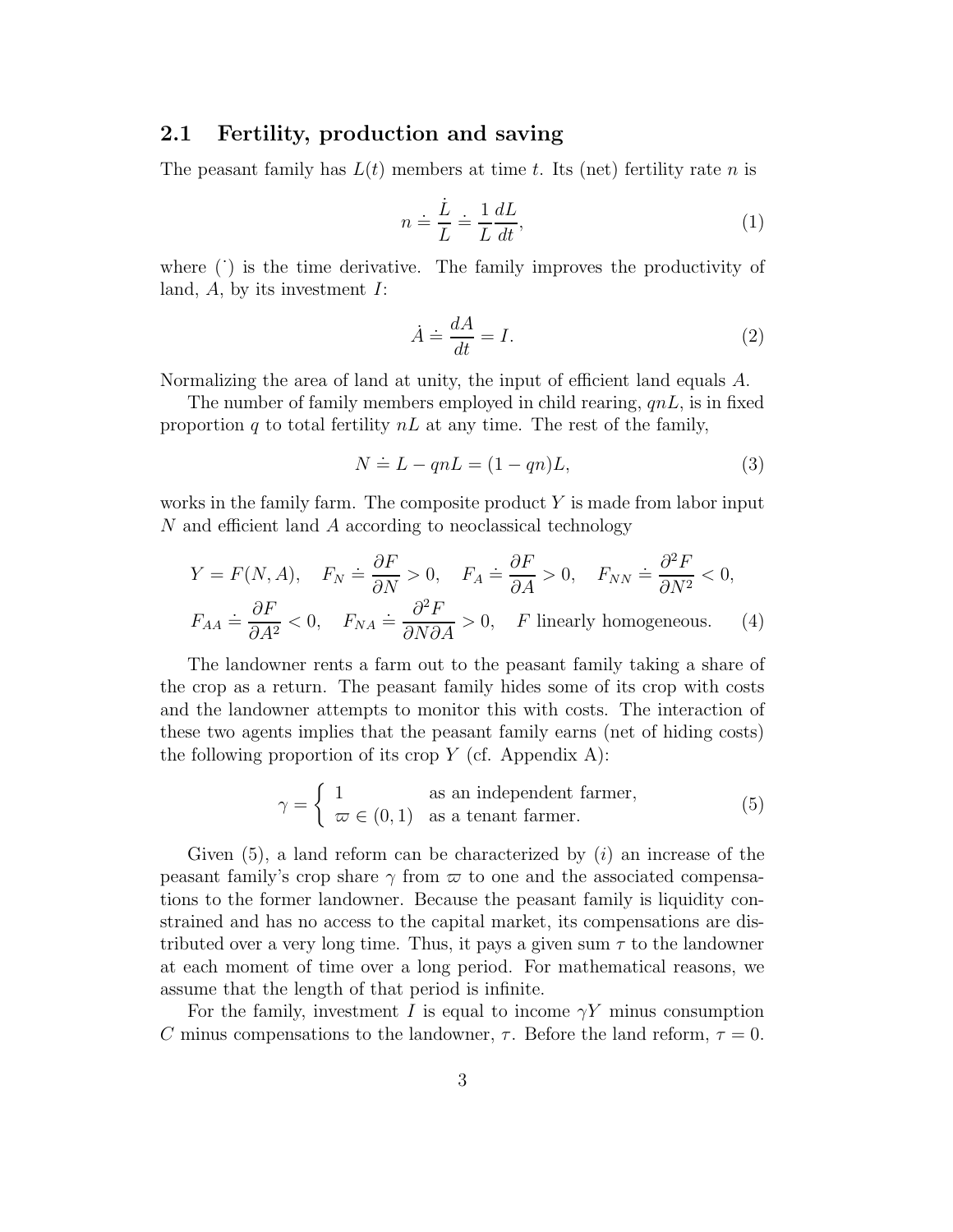## 2.1 Fertility, production and saving

The peasant family has $L(t)$ members at time $t$. Its (net) fertility rate $n$ is

$$n \doteq \frac{\dot{L}}{L} \doteq \frac{1}{L}\frac{dL}{dt}, \tag{1}$$

where $(\dot{})$ is the time derivative. The family improves the productivity of land, $A$, by its investment $I$:

$$\dot{A} \doteq \frac{dA}{dt} = I. \tag{2}$$

Normalizing the area of land at unity, the input of efficient land equals $A$.

The number of family members employed in child rearing, $qnL$, is in fixed proportion $q$ to total fertility $nL$ at any time. The rest of the family,

$$N \doteq L - qnL = (1 - qn)L, \tag{3}$$

works in the family farm. The composite product $Y$ is made from labor input $N$ and efficient land $A$ according to neoclassical technology

$$\begin{aligned} &Y = F(N, A), \quad F_N \doteq \frac{\partial F}{\partial N} > 0, \quad F_A \doteq \frac{\partial F}{\partial A} > 0, \quad F_{NN} \doteq \frac{\partial^2 F}{\partial N^2} < 0, \\ &F_{AA} \doteq \frac{\partial F}{\partial A^2} < 0, \quad F_{NA} \doteq \frac{\partial^2 F}{\partial N \partial A} > 0, \quad F \text{ linearly homogeneous.} \end{aligned} \tag{4}$$

The landowner rents a farm out to the peasant family taking a share of the crop as a return. The peasant family hides some of its crop with costs and the landowner attempts to monitor this with costs. The interaction of these two agents implies that the peasant family earns (net of hiding costs) the following proportion of its crop $Y$ (cf. Appendix A):

$$\gamma = \begin{cases} 1 & \text{as an independent farmer,} \\ \varpi \in (0,1) & \text{as a tenant farmer.} \end{cases} \tag{5}$$

Given (5), a land reform can be characterized by ($i$) an increase of the peasant family's crop share $\gamma$ from $\varpi$ to one and the associated compensations to the former landowner. Because the peasant family is liquidity constrained and has no access to the capital market, its compensations are distributed over a very long time. Thus, it pays a given sum $\tau$ to the landowner at each moment of time over a long period. For mathematical reasons, we assume that the length of that period is infinite.

For the family, investment $I$ is equal to income $\gamma Y$ minus consumption $C$ minus compensations to the landowner, $\tau$. Before the land reform, $\tau = 0$.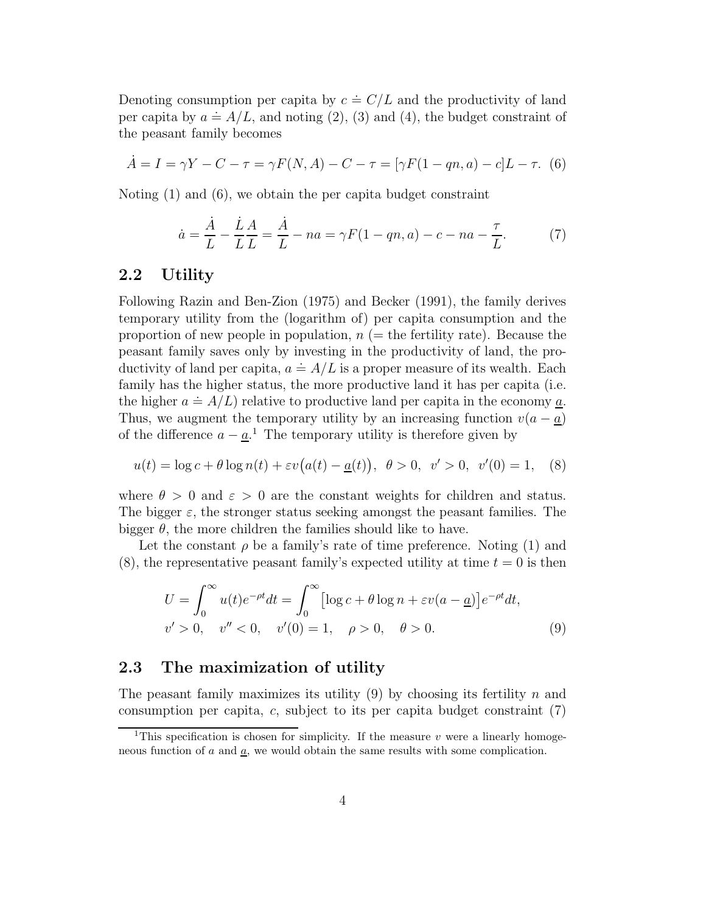Denoting consumption per capita by $c \doteq C/L$ and the productivity of land per capita by $a \doteq A/L$, and noting (2), (3) and (4), the budget constraint of the peasant family becomes

$$\dot{A} = I = \gamma Y - C - \tau = \gamma F(N, A) - C - \tau = [\gamma F(1 - qn, a) - c]L - \tau. \quad (6)$$

Noting (1) and (6), we obtain the per capita budget constraint

$$\dot{a} = \frac{\dot{A}}{L} - \frac{\dot{L}}{L}\frac{A}{L} = \frac{\dot{A}}{L} - na = \gamma F(1 - qn, a) - c - na - \frac{\tau}{L}. \quad (7)$$

## 2.2 Utility

Following Razin and Ben-Zion (1975) and Becker (1991), the family derives temporary utility from the (logarithm of) per capita consumption and the proportion of new people in population, $n$ (= the fertility rate). Because the peasant family saves only by investing in the productivity of land, the productivity of land per capita, $a \doteq A/L$ is a proper measure of its wealth. Each family has the higher status, the more productive land it has per capita (i.e. the higher $a \doteq A/L$) relative to productive land per capita in the economy $\underline{a}$. Thus, we augment the temporary utility by an increasing function $v(a - \underline{a})$ of the difference $a - \underline{a}$.[1] The temporary utility is therefore given by

$$u(t) = \log c + \theta \log n(t) + \varepsilon v\big(a(t) - \underline{a}(t)\big), \;\; \theta > 0, \;\; v' > 0, \;\; v'(0) = 1, \quad (8)$$

where $\theta > 0$ and $\varepsilon > 0$ are the constant weights for children and status. The bigger $\varepsilon$, the stronger status seeking amongst the peasant families. The bigger $\theta$, the more children the families should like to have.

Let the constant $\rho$ be a family's rate of time preference. Noting (1) and (8), the representative peasant family's expected utility at time $t = 0$ is then

$$U = \int_0^\infty u(t)e^{-\rho t}dt = \int_0^\infty \big[\log c + \theta \log n + \varepsilon v(a - \underline{a})\big]e^{-\rho t}dt,$$
$$v' > 0, \quad v'' < 0, \quad v'(0) = 1, \quad \rho > 0, \quad \theta > 0. \quad (9)$$

## 2.3 The maximization of utility

The peasant family maximizes its utility (9) by choosing its fertility $n$ and consumption per capita, $c$, subject to its per capita budget constraint (7)

[1] This specification is chosen for simplicity. If the measure $v$ were a linearly homogeneous function of $a$ and $\underline{a}$, we would obtain the same results with some complication.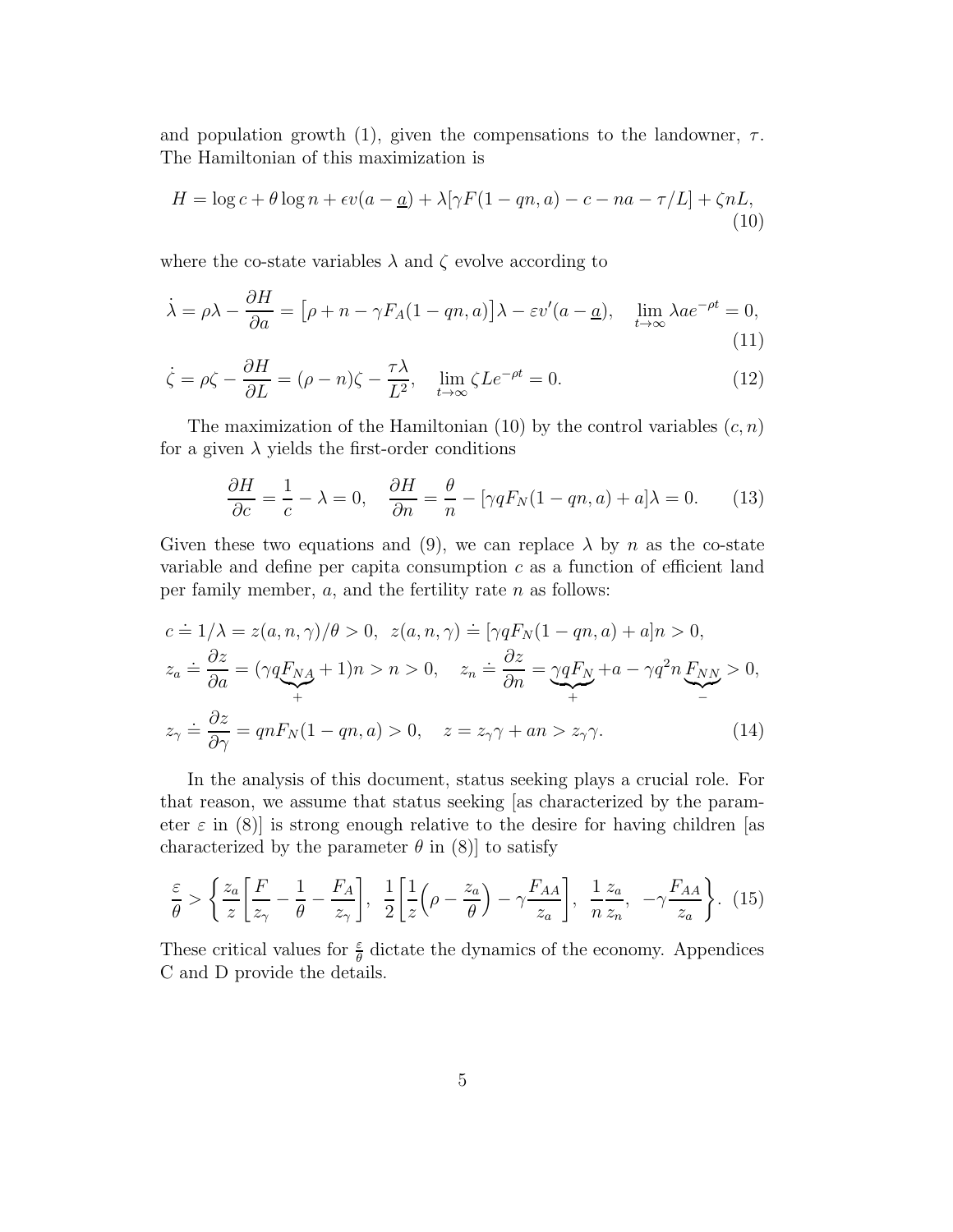and population growth (1), given the compensations to the landowner, $\tau$. The Hamiltonian of this maximization is

$$H = \log c + \theta \log n + \epsilon v(a - \underline{a}) + \lambda[\gamma F(1 - qn, a) - c - na - \tau/L] + \zeta nL, \tag{10}$$

where the co-state variables $\lambda$ and $\zeta$ evolve according to

$$\dot{\lambda} = \rho\lambda - \frac{\partial H}{\partial a} = \big[\rho + n - \gamma F_A(1 - qn, a)\big]\lambda - \varepsilon v'(a - \underline{a}), \quad \lim_{t\to\infty} \lambda a e^{-\rho t} = 0, \tag{11}$$

$$\dot{\zeta} = \rho\zeta - \frac{\partial H}{\partial L} = (\rho - n)\zeta - \frac{\tau\lambda}{L^2}, \quad \lim_{t\to\infty} \zeta L e^{-\rho t} = 0. \tag{12}$$

The maximization of the Hamiltonian (10) by the control variables $(c, n)$ for a given $\lambda$ yields the first-order conditions

$$\frac{\partial H}{\partial c} = \frac{1}{c} - \lambda = 0, \quad \frac{\partial H}{\partial n} = \frac{\theta}{n} - [\gamma q F_N(1 - qn, a) + a]\lambda = 0. \tag{13}$$

Given these two equations and (9), we can replace $\lambda$ by $n$ as the co-state variable and define per capita consumption $c$ as a function of efficient land per family member, $a$, and the fertility rate $n$ as follows:

$$\begin{aligned}
&c \doteq 1/\lambda = z(a, n, \gamma)/\theta > 0, \;\; z(a, n, \gamma) \doteq [\gamma q F_N(1 - qn, a) + a]n > 0, \\
&z_a \doteq \frac{\partial z}{\partial a} = (\gamma q \underbrace{F_{NA}}_{+} + 1)n > n > 0, \quad z_n \doteq \frac{\partial z}{\partial n} = \underbrace{\gamma q F_N}_{+} + a - \gamma q^2 n \underbrace{F_{NN}}_{-} > 0, \\
&z_\gamma \doteq \frac{\partial z}{\partial \gamma} = qnF_N(1 - qn, a) > 0, \quad z = z_\gamma \gamma + an > z_\gamma \gamma.
\end{aligned} \tag{14}$$

In the analysis of this document, status seeking plays a crucial role. For that reason, we assume that status seeking [as characterized by the parameter $\varepsilon$ in (8)] is strong enough relative to the desire for having children [as characterized by the parameter $\theta$ in (8)] to satisfy

$$\frac{\varepsilon}{\theta} > \left\{ \frac{z_a}{z}\left[\frac{F}{z_\gamma} - \frac{1}{\theta} - \frac{F_A}{z_\gamma}\right], \; \frac{1}{2}\left[\frac{1}{z}\Big(\rho - \frac{z_a}{\theta}\Big) - \gamma\frac{F_{AA}}{z_a}\right], \; \frac{1}{n}\frac{z_a}{z_n}, \; -\gamma\frac{F_{AA}}{z_a} \right\}. \tag{15}$$

These critical values for $\frac{\varepsilon}{\theta}$ dictate the dynamics of the economy. Appendices C and D provide the details.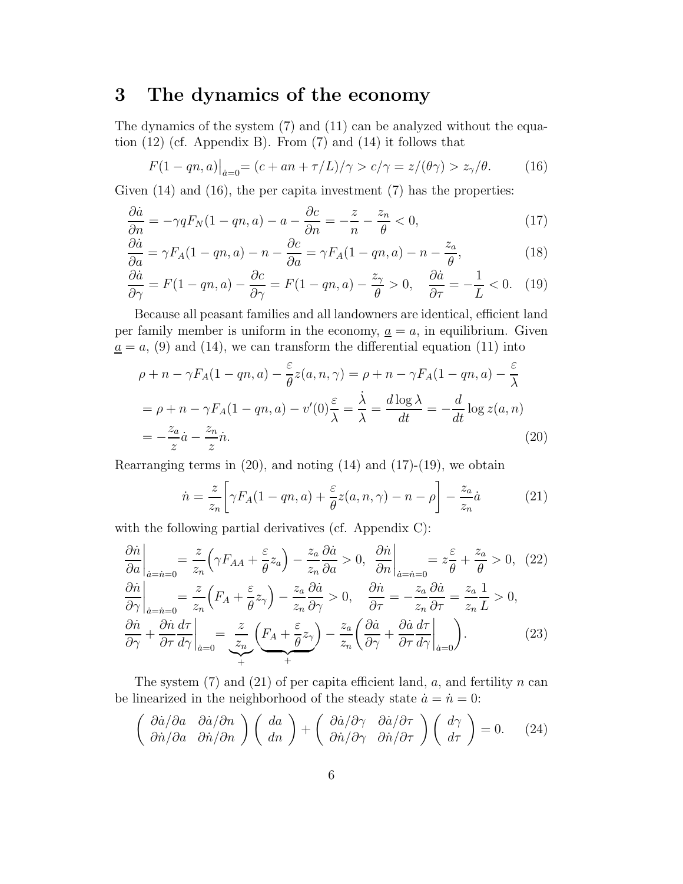## 3 The dynamics of the economy

The dynamics of the system (7) and (11) can be analyzed without the equation (12) (cf. Appendix B). From (7) and (14) it follows that

$$F(1-qn,a)\big|_{\dot a=0} = (c+an+\tau/L)/\gamma > c/\gamma = z/(\theta\gamma) > z_\gamma/\theta. \tag{16}$$

Given (14) and (16), the per capita investment (7) has the properties:

$$\frac{\partial \dot a}{\partial n} = -\gamma q F_N(1-qn,a) - a - \frac{\partial c}{\partial n} = -\frac{z}{n} - \frac{z_n}{\theta} < 0, \tag{17}$$

$$\frac{\partial \dot a}{\partial a} = \gamma F_A(1-qn,a) - n - \frac{\partial c}{\partial a} = \gamma F_A(1-qn,a) - n - \frac{z_a}{\theta}, \tag{18}$$

$$\frac{\partial \dot a}{\partial \gamma} = F(1-qn,a) - \frac{\partial c}{\partial \gamma} = F(1-qn,a) - \frac{z_\gamma}{\theta} > 0, \quad \frac{\partial \dot a}{\partial \tau} = -\frac{1}{L} < 0. \tag{19}$$

Because all peasant families and all landowners are identical, efficient land per family member is uniform in the economy, $\underline{a} = a$, in equilibrium. Given $\underline{a} = a$, (9) and (14), we can transform the differential equation (11) into

$$\begin{aligned}
\rho + n - \gamma F_A(1-qn,a) - \frac{\varepsilon}{\theta} z(a,n,\gamma) &= \rho + n - \gamma F_A(1-qn,a) - \frac{\varepsilon}{\lambda} \\
= \rho + n - \gamma F_A(1-qn,a) - v'(0)\frac{\varepsilon}{\lambda} &= \frac{\dot\lambda}{\lambda} = \frac{d\log\lambda}{dt} = -\frac{d}{dt}\log z(a,n) \\
= -\frac{z_a}{z}\dot a - \frac{z_n}{z}\dot n.
\end{aligned} \tag{20}$$

Rearranging terms in (20), and noting (14) and (17)-(19), we obtain

$$\dot n = \frac{z}{z_n}\left[\gamma F_A(1-qn,a) + \frac{\varepsilon}{\theta} z(a,n,\gamma) - n - \rho\right] - \frac{z_a}{z_n}\dot a \tag{21}$$

with the following partial derivatives (cf. Appendix C):

$$\frac{\partial \dot n}{\partial a}\bigg|_{\dot a=\dot n=0} = \frac{z}{z_n}\Big(\gamma F_{AA} + \frac{\varepsilon}{\theta} z_a\Big) - \frac{z_a}{z_n}\frac{\partial \dot a}{\partial a} > 0, \quad \frac{\partial \dot n}{\partial n}\bigg|_{\dot a=\dot n=0} = z\frac{\varepsilon}{\theta} + \frac{z_a}{\theta} > 0, \tag{22}$$

$$\frac{\partial \dot n}{\partial \gamma}\bigg|_{\dot a=\dot n=0} = \frac{z}{z_n}\Big(F_A + \frac{\varepsilon}{\theta} z_\gamma\Big) - \frac{z_a}{z_n}\frac{\partial \dot a}{\partial \gamma} > 0, \quad \frac{\partial \dot n}{\partial \tau} = -\frac{z_a}{z_n}\frac{\partial \dot a}{\partial \tau} = \frac{z_a}{z_n}\frac{1}{L} > 0,$$

$$\frac{\partial \dot n}{\partial \gamma} + \frac{\partial \dot n}{\partial \tau}\frac{d\tau}{d\gamma}\bigg|_{\dot a=0} = \underbrace{\frac{z}{z_n}}_{+}\underbrace{\Big(F_A + \frac{\varepsilon}{\theta} z_\gamma\Big)}_{+} - \frac{z_a}{z_n}\bigg(\frac{\partial \dot a}{\partial \gamma} + \frac{\partial \dot a}{\partial \tau}\frac{d\tau}{d\gamma}\bigg|_{\dot a=0}\bigg). \tag{23}$$

The system (7) and (21) of per capita efficient land, $a$, and fertility $n$ can be linearized in the neighborhood of the steady state $\dot a = \dot n = 0$:

$$\begin{pmatrix} \partial \dot a/\partial a & \partial \dot a/\partial n \\ \partial \dot n/\partial a & \partial \dot n/\partial n \end{pmatrix}\begin{pmatrix} da \\ dn \end{pmatrix} + \begin{pmatrix} \partial \dot a/\partial \gamma & \partial \dot a/\partial \tau \\ \partial \dot n/\partial \gamma & \partial \dot n/\partial \tau \end{pmatrix}\begin{pmatrix} d\gamma \\ d\tau \end{pmatrix} = 0. \tag{24}$$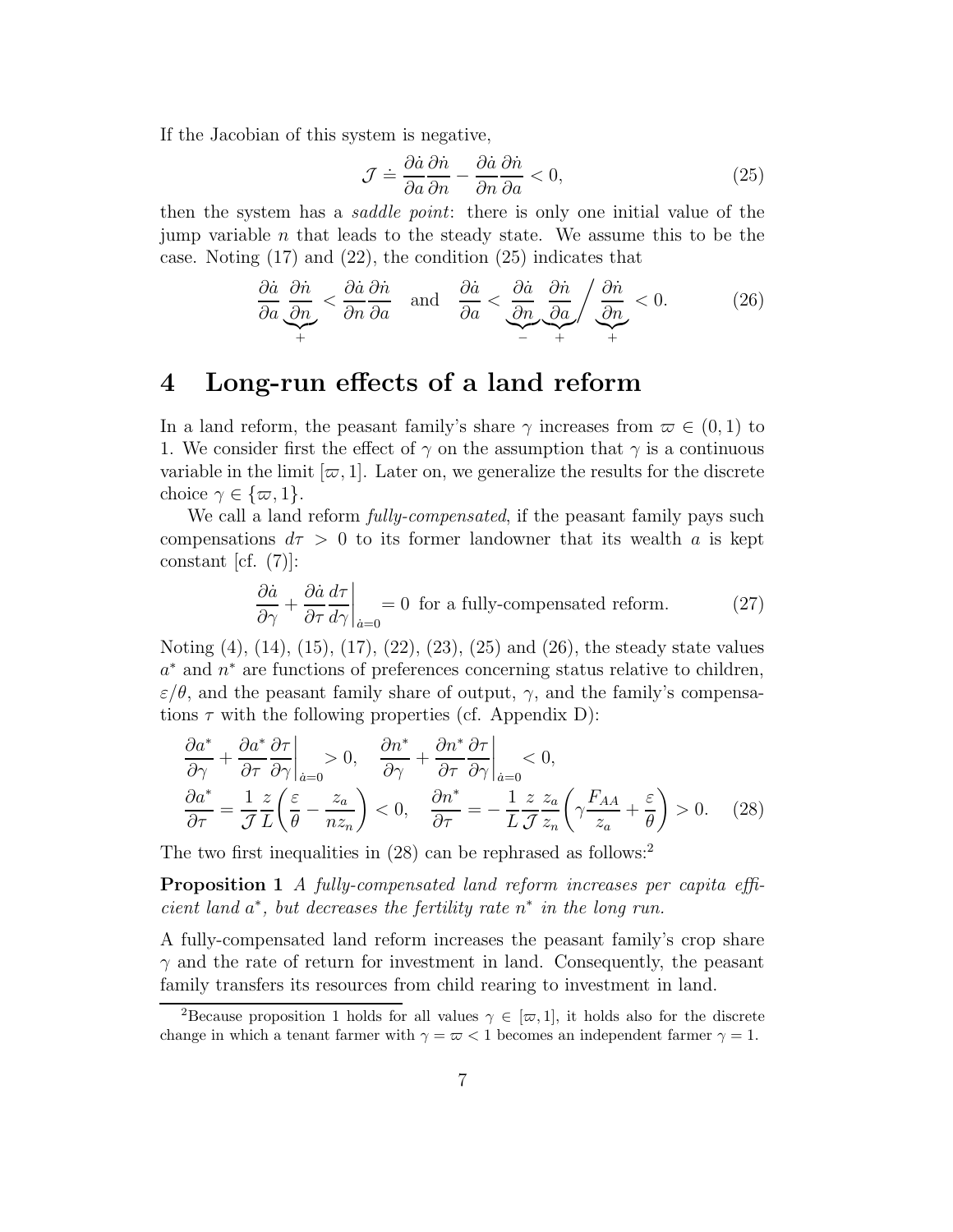If the Jacobian of this system is negative,

$$\mathcal{J} \doteq \frac{\partial \dot{a}}{\partial a}\frac{\partial \dot{n}}{\partial n} - \frac{\partial \dot{a}}{\partial n}\frac{\partial \dot{n}}{\partial a} < 0, \tag{25}$$

then the system has a *saddle point*: there is only one initial value of the jump variable $n$ that leads to the steady state. We assume this to be the case. Noting (17) and (22), the condition (25) indicates that

$$\frac{\partial \dot{a}}{\partial a}\underbrace{\frac{\partial \dot{n}}{\partial n}}_{+} < \frac{\partial \dot{a}}{\partial n}\frac{\partial \dot{n}}{\partial a} \quad \text{and} \quad \frac{\partial \dot{a}}{\partial a} < \underbrace{\frac{\partial \dot{a}}{\partial n}}_{-}\underbrace{\frac{\partial \dot{n}}{\partial a}}_{+} \bigg/ \underbrace{\frac{\partial \dot{n}}{\partial n}}_{+} < 0. \tag{26}$$

# 4 Long-run effects of a land reform

In a land reform, the peasant family's share $\gamma$ increases from $\varpi \in (0,1)$ to 1. We consider first the effect of $\gamma$ on the assumption that $\gamma$ is a continuous variable in the limit $[\varpi, 1]$. Later on, we generalize the results for the discrete choice $\gamma \in \{\varpi, 1\}$.

We call a land reform *fully-compensated*, if the peasant family pays such compensations $d\tau > 0$ to its former landowner that its wealth $a$ is kept constant [cf. (7)]:

$$\frac{\partial \dot{a}}{\partial \gamma} + \frac{\partial \dot{a}}{\partial \tau}\frac{d\tau}{d\gamma}\bigg|_{\dot{a}=0} = 0 \text{ for a fully-compensated reform.} \tag{27}$$

Noting (4), (14), (15), (17), (22), (23), (25) and (26), the steady state values $a^*$ and $n^*$ are functions of preferences concerning status relative to children, $\varepsilon/\theta$, and the peasant family share of output, $\gamma$, and the family's compensations $\tau$ with the following properties (cf. Appendix D):

$$\frac{\partial a^*}{\partial \gamma} + \frac{\partial a^*}{\partial \tau}\frac{\partial \tau}{\partial \gamma}\bigg|_{\dot{a}=0} > 0, \quad \frac{\partial n^*}{\partial \gamma} + \frac{\partial n^*}{\partial \tau}\frac{\partial \tau}{\partial \gamma}\bigg|_{\dot{a}=0} < 0,$$
$$\frac{\partial a^*}{\partial \tau} = \frac{1}{\mathcal{J}}\frac{z}{L}\left(\frac{\varepsilon}{\theta} - \frac{z_a}{n z_n}\right) < 0, \quad \frac{\partial n^*}{\partial \tau} = -\frac{1}{L}\frac{z}{\mathcal{J}}\frac{z_a}{z_n}\left(\gamma\frac{F_{AA}}{z_a} + \frac{\varepsilon}{\theta}\right) > 0. \tag{28}$$

The two first inequalities in (28) can be rephrased as follows:[2]

**Proposition 1** *A fully-compensated land reform increases per capita efficient land $a^*$, but decreases the fertility rate $n^*$ in the long run.*

A fully-compensated land reform increases the peasant family's crop share $\gamma$ and the rate of return for investment in land. Consequently, the peasant family transfers its resources from child rearing to investment in land.

[2]Because proposition 1 holds for all values $\gamma \in [\varpi, 1]$, it holds also for the discrete change in which a tenant farmer with $\gamma = \varpi < 1$ becomes an independent farmer $\gamma = 1$.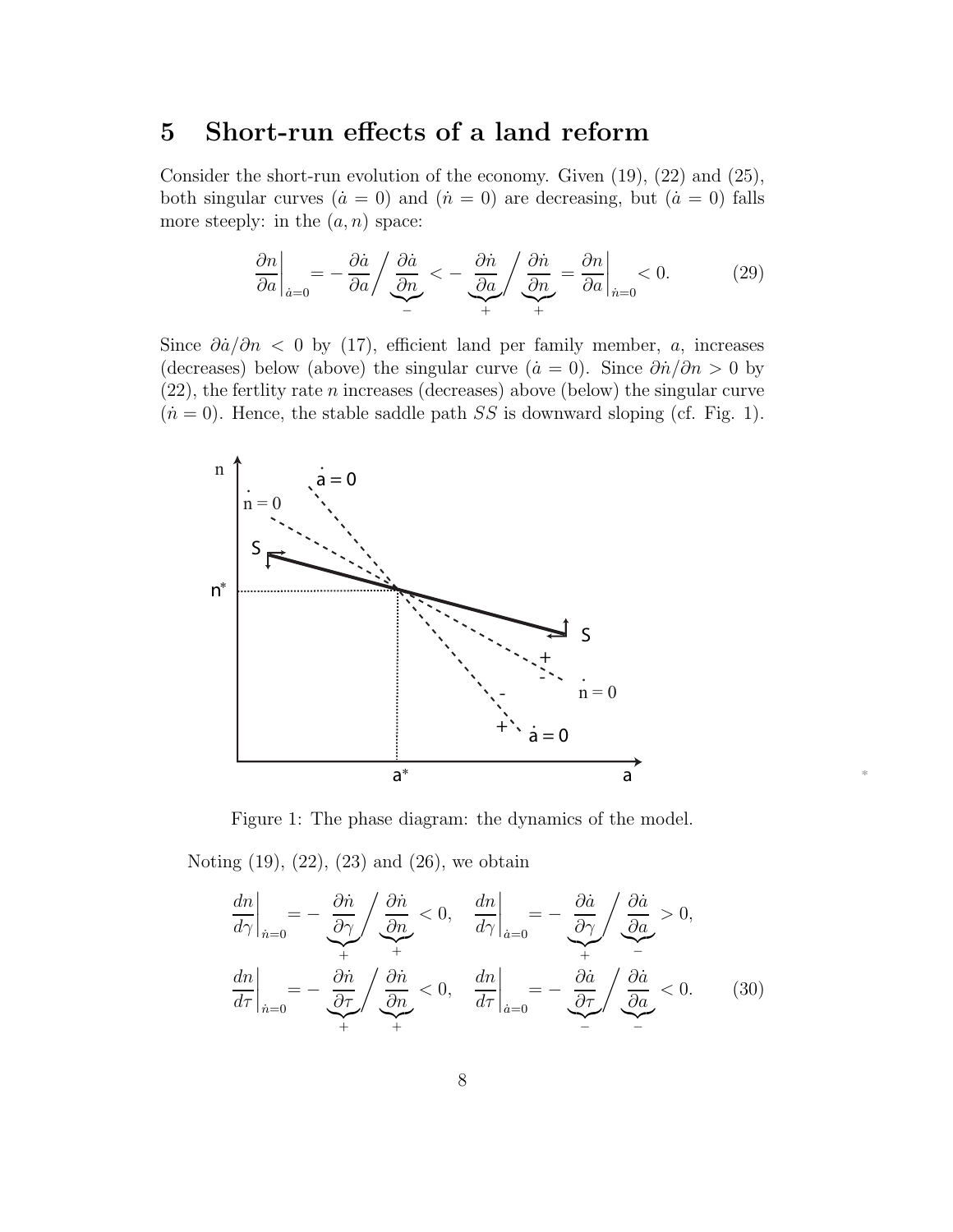## 5 Short-run effects of a land reform

Consider the short-run evolution of the economy. Given (19), (22) and (25), both singular curves ($\dot{a} = 0$) and ($\dot{n} = 0$) are decreasing, but ($\dot{a} = 0$) falls more steeply: in the $(a, n)$ space:

$$\left.\frac{\partial n}{\partial a}\right|_{\dot{a}=0} = -\frac{\partial \dot{a}}{\partial a}\bigg/\underbrace{\frac{\partial \dot{a}}{\partial n}}_{-} < -\underbrace{\frac{\partial \dot{n}}{\partial a}}_{+}\bigg/\underbrace{\frac{\partial \dot{n}}{\partial n}}_{+} = \left.\frac{\partial n}{\partial a}\right|_{\dot{n}=0} < 0. \tag{29}$$

Since $\partial \dot{a}/\partial n < 0$ by (17), efficient land per family member, $a$, increases (decreases) below (above) the singular curve ($\dot{a} = 0$). Since $\partial \dot{n}/\partial n > 0$ by (22), the fertlity rate $n$ increases (decreases) above (below) the singular curve ($\dot{n} = 0$). Hence, the stable saddle path $SS$ is downward sloping (cf. Fig. 1).

Figure 1: The phase diagram: the dynamics of the model.

Noting (19), (22), (23) and (26), we obtain

$$\left.\frac{dn}{d\gamma}\right|_{\dot{n}=0} = -\underbrace{\frac{\partial \dot{n}}{\partial \gamma}}_{+}\bigg/\underbrace{\frac{\partial \dot{n}}{\partial n}}_{+} < 0, \quad \left.\frac{dn}{d\gamma}\right|_{\dot{a}=0} = -\underbrace{\frac{\partial \dot{a}}{\partial \gamma}}_{+}\bigg/\underbrace{\frac{\partial \dot{a}}{\partial a}}_{-} > 0,$$

$$\left.\frac{dn}{d\tau}\right|_{\dot{n}=0} = -\underbrace{\frac{\partial \dot{n}}{\partial \tau}}_{+}\bigg/\underbrace{\frac{\partial \dot{n}}{\partial n}}_{+} < 0, \quad \left.\frac{dn}{d\tau}\right|_{\dot{a}=0} = -\underbrace{\frac{\partial \dot{a}}{\partial \tau}}_{-}\bigg/\underbrace{\frac{\partial \dot{a}}{\partial a}}_{-} < 0. \tag{30}$$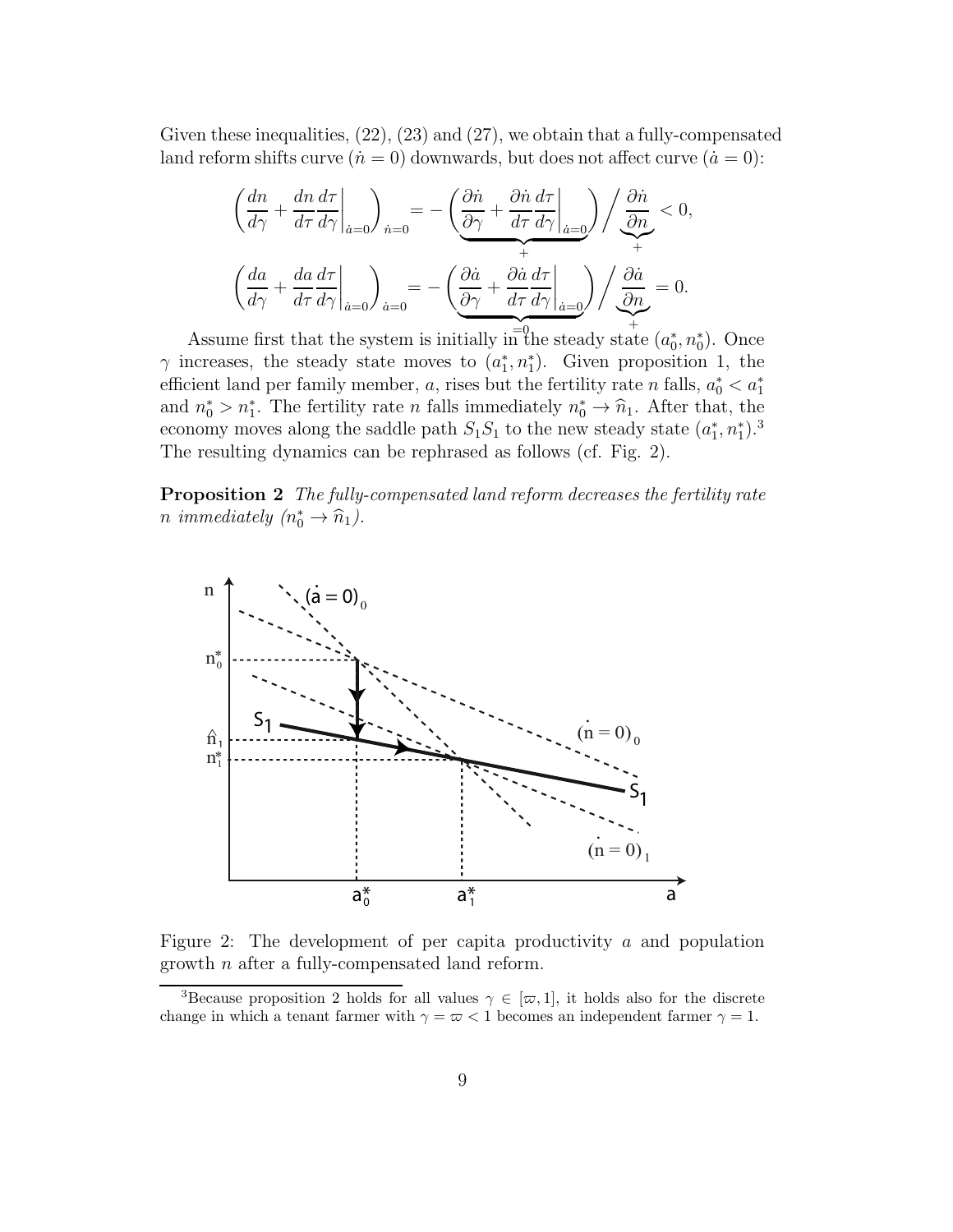Given these inequalities, (22), (23) and (27), we obtain that a fully-compensated land reform shifts curve ($\dot{n}=0$) downwards, but does not affect curve ($\dot{a}=0$):

$$\left(\frac{dn}{d\gamma}+\frac{dn}{d\tau}\frac{d\tau}{d\gamma}\bigg|_{\dot{a}=0}\right)_{\dot{n}=0}=-\underbrace{\left(\frac{\partial\dot{n}}{\partial\gamma}+\frac{\partial\dot{n}}{d\tau}\frac{d\tau}{d\gamma}\bigg|_{\dot{a}=0}\right)}_{+}\Bigg/\underbrace{\frac{\partial\dot{n}}{\partial n}}_{+}<0,$$

$$\left(\frac{da}{d\gamma}+\frac{da}{d\tau}\frac{d\tau}{d\gamma}\bigg|_{\dot{a}=0}\right)_{\dot{a}=0}=-\underbrace{\left(\frac{\partial\dot{a}}{\partial\gamma}+\frac{\partial\dot{a}}{d\tau}\frac{d\tau}{d\gamma}\bigg|_{\dot{a}=0}\right)}_{=0}\Bigg/\underbrace{\frac{\partial\dot{a}}{\partial n}}_{+}=0.$$

Assume first that the system is initially in the steady state $(a_0^*, n_0^*)$. Once $\gamma$ increases, the steady state moves to $(a_1^*, n_1^*)$. Given proposition 1, the efficient land per family member, $a$, rises but the fertility rate $n$ falls, $a_0^* < a_1^*$ and $n_0^* > n_1^*$. The fertility rate $n$ falls immediately $n_0^* \to \widehat{n}_1$. After that, the economy moves along the saddle path $S_1S_1$ to the new steady state $(a_1^*, n_1^*)$.[3] The resulting dynamics can be rephrased as follows (cf. Fig. 2).

**Proposition 2** *The fully-compensated land reform decreases the fertility rate $n$ immediately ($n_0^* \to \widehat{n}_1$).*

Figure 2: The development of per capita productivity $a$ and population growth $n$ after a fully-compensated land reform.

[3] Because proposition 2 holds for all values $\gamma \in [\varpi, 1]$, it holds also for the discrete change in which a tenant farmer with $\gamma = \varpi < 1$ becomes an independent farmer $\gamma = 1$.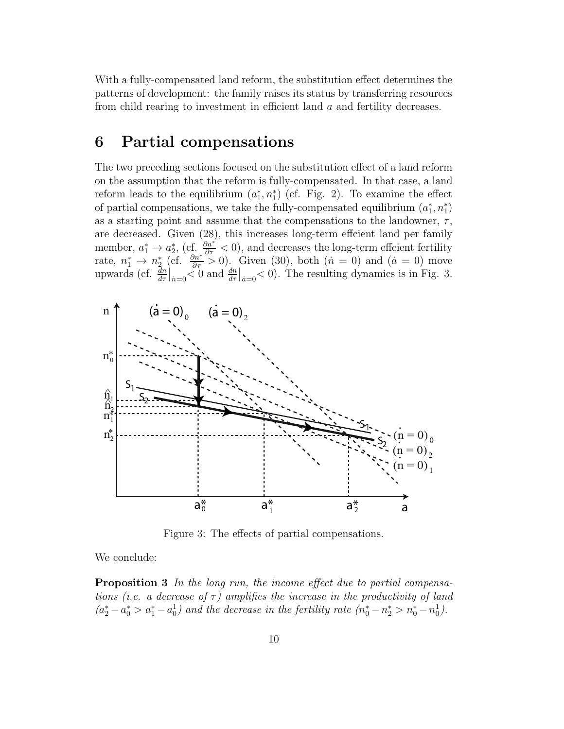With a fully-compensated land reform, the substitution effect determines the patterns of development: the family raises its status by transferring resources from child rearing to investment in efficient land $a$ and fertility decreases.

## 6 Partial compensations

The two preceding sections focused on the substitution effect of a land reform on the assumption that the reform is fully-compensated. In that case, a land reform leads to the equilibrium $(a_1^*, n_1^*)$ (cf. Fig. 2). To examine the effect of partial compensations, we take the fully-compensated equilibrium $(a_1^*, n_1^*)$ as a starting point and assume that the compensations to the landowner, $\tau$, are decreased. Given (28), this increases long-term effcient land per family member, $a_1^* \to a_2^*$, (cf. $\frac{\partial a^*}{\partial \tau} < 0$), and decreases the long-term effcient fertility rate, $n_1^* \to n_2^*$ (cf. $\frac{\partial n^*}{\partial \tau} > 0$). Given (30), both $(\dot{n} = 0)$ and $(\dot{a} = 0)$ move upwards (cf. $\frac{dn}{d\tau}\big|_{\dot{n}=0} < 0$ and $\frac{dn}{d\tau}\big|_{\dot{a}=0} < 0$). The resulting dynamics is in Fig. 3.

Figure 3: The effects of partial compensations.

We conclude:

**Proposition 3** *In the long run, the income effect due to partial compensations (i.e. a decrease of $\tau$) amplifies the increase in the productivity of land ($a_2^* - a_0^* > a_1^* - a_0^1$) and the decrease in the fertility rate ($n_0^* - n_2^* > n_0^* - n_0^1$).*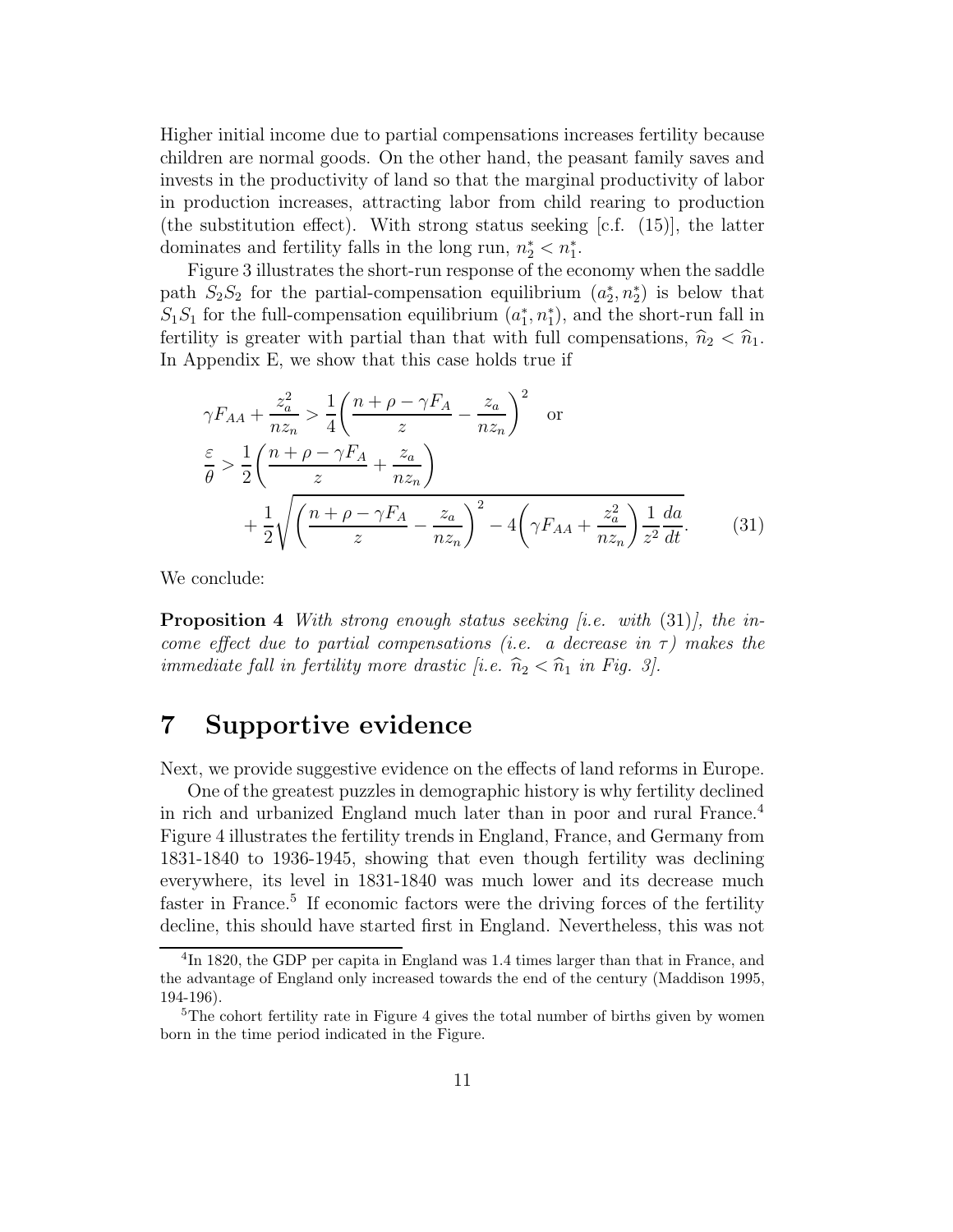Higher initial income due to partial compensations increases fertility because children are normal goods. On the other hand, the peasant family saves and invests in the productivity of land so that the marginal productivity of labor in production increases, attracting labor from child rearing to production (the substitution effect). With strong status seeking [c.f. (15)], the latter dominates and fertility falls in the long run, $n_2^* < n_1^*$.

Figure 3 illustrates the short-run response of the economy when the saddle path $S_2S_2$ for the partial-compensation equilibrium $(a_2^*, n_2^*)$ is below that $S_1S_1$ for the full-compensation equilibrium $(a_1^*, n_1^*)$, and the short-run fall in fertility is greater with partial than that with full compensations, $\widehat{n}_2 < \widehat{n}_1$. In Appendix E, we show that this case holds true if

$$
\begin{aligned}
&\gamma F_{AA} + \frac{z_a^2}{n z_n} > \frac{1}{4}\left(\frac{n+\rho-\gamma F_A}{z} - \frac{z_a}{n z_n}\right)^2 \quad \text{or} \\
&\frac{\varepsilon}{\theta} > \frac{1}{2}\left(\frac{n+\rho-\gamma F_A}{z} + \frac{z_a}{n z_n}\right) \\
&\qquad + \frac{1}{2}\sqrt{\left(\frac{n+\rho-\gamma F_A}{z} - \frac{z_a}{n z_n}\right)^2 - 4\left(\gamma F_{AA} + \frac{z_a^2}{n z_n}\right)\frac{1}{z^2}\frac{da}{dt}}. \qquad (31)
\end{aligned}
$$

We conclude:

**Proposition 4** *With strong enough status seeking [i.e. with* (31)*], the income effect due to partial compensations (i.e. a decrease in* $\tau$*) makes the immediate fall in fertility more drastic [i.e.* $\widehat{n}_2 < \widehat{n}_1$ *in Fig. 3].*

# 7 Supportive evidence

Next, we provide suggestive evidence on the effects of land reforms in Europe.

One of the greatest puzzles in demographic history is why fertility declined in rich and urbanized England much later than in poor and rural France.[4] Figure 4 illustrates the fertility trends in England, France, and Germany from 1831-1840 to 1936-1945, showing that even though fertility was declining everywhere, its level in 1831-1840 was much lower and its decrease much faster in France.[5] If economic factors were the driving forces of the fertility decline, this should have started first in England. Nevertheless, this was not

[4] In 1820, the GDP per capita in England was 1.4 times larger than that in France, and the advantage of England only increased towards the end of the century (Maddison 1995, 194-196).

[5] The cohort fertility rate in Figure 4 gives the total number of births given by women born in the time period indicated in the Figure.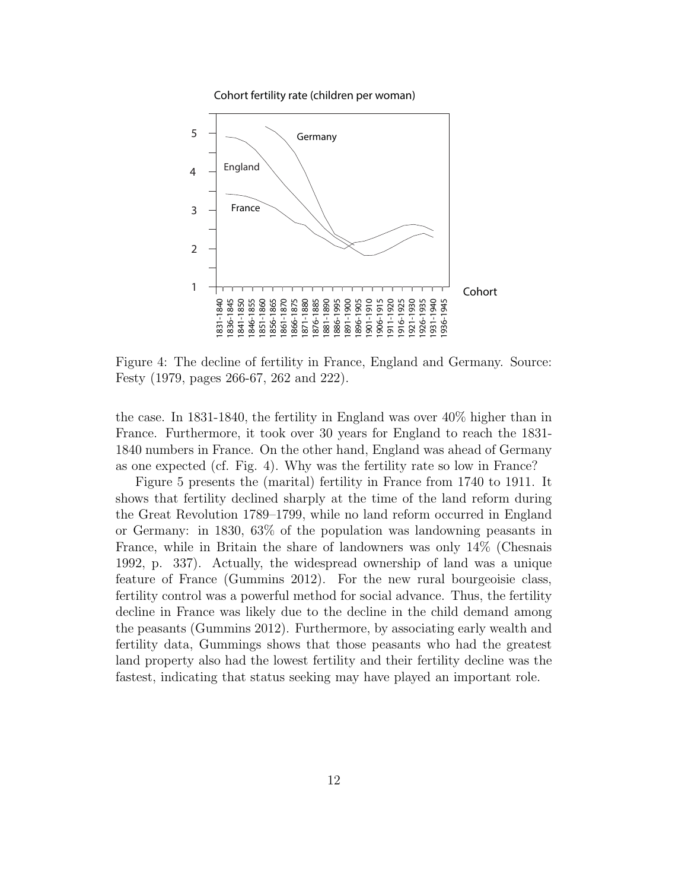Figure 4: The decline of fertility in France, England and Germany. Source: Festy (1979, pages 266-67, 262 and 222).

the case. In 1831-1840, the fertility in England was over 40% higher than in France. Furthermore, it took over 30 years for England to reach the 1831-1840 numbers in France. On the other hand, England was ahead of Germany as one expected (cf. Fig. 4). Why was the fertility rate so low in France?

Figure 5 presents the (marital) fertility in France from 1740 to 1911. It shows that fertility declined sharply at the time of the land reform during the Great Revolution 1789–1799, while no land reform occurred in England or Germany: in 1830, 63% of the population was landowning peasants in France, while in Britain the share of landowners was only 14% (Chesnais 1992, p. 337). Actually, the widespread ownership of land was a unique feature of France (Gummins 2012). For the new rural bourgeoisie class, fertility control was a powerful method for social advance. Thus, the fertility decline in France was likely due to the decline in the child demand among the peasants (Gummins 2012). Furthermore, by associating early wealth and fertility data, Gummings shows that those peasants who had the greatest land property also had the lowest fertility and their fertility decline was the fastest, indicating that status seeking may have played an important role.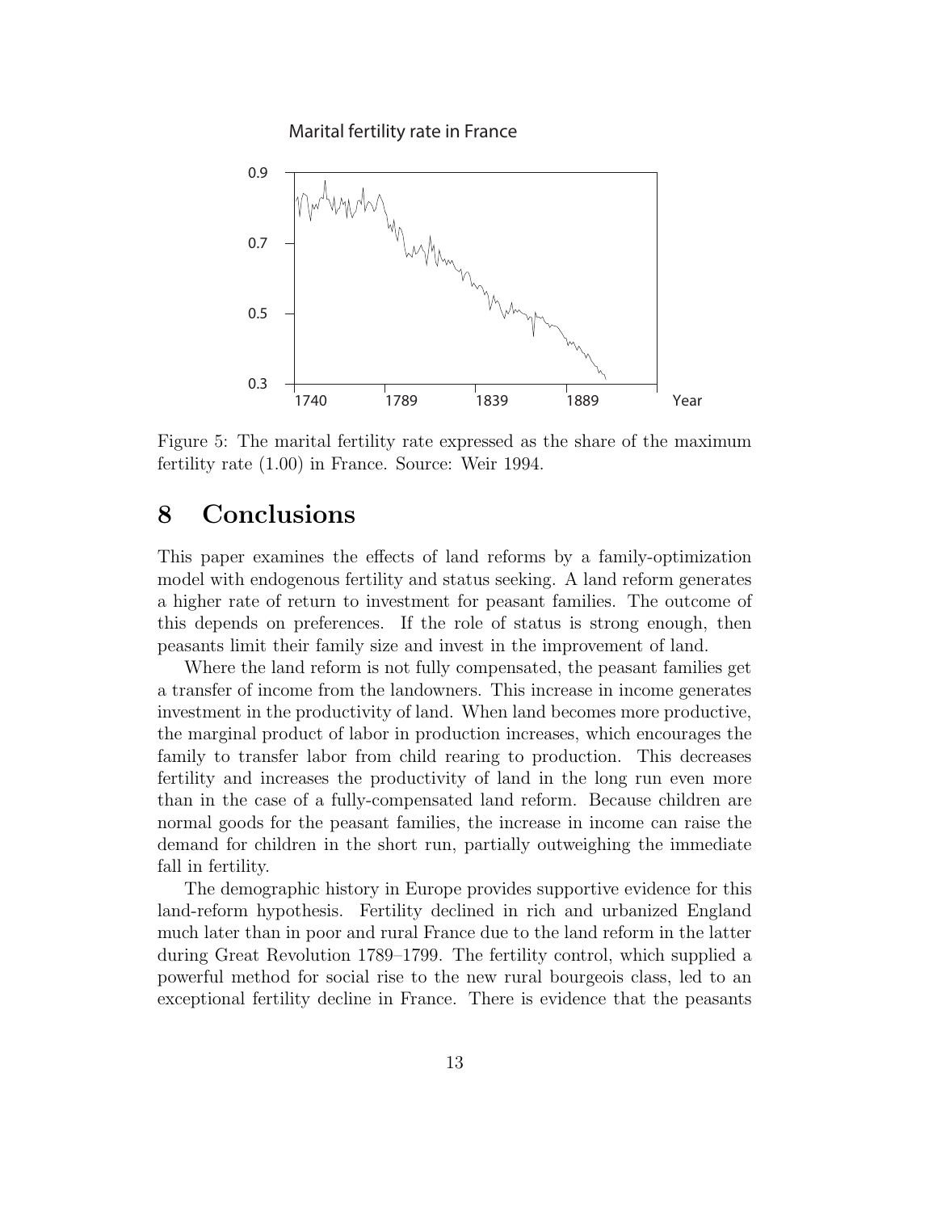Figure 5: The marital fertility rate expressed as the share of the maximum fertility rate (1.00) in France. Source: Weir 1994.

## 8 Conclusions

This paper examines the effects of land reforms by a family-optimization model with endogenous fertility and status seeking. A land reform generates a higher rate of return to investment for peasant families. The outcome of this depends on preferences. If the role of status is strong enough, then peasants limit their family size and invest in the improvement of land.

Where the land reform is not fully compensated, the peasant families get a transfer of income from the landowners. This increase in income generates investment in the productivity of land. When land becomes more productive, the marginal product of labor in production increases, which encourages the family to transfer labor from child rearing to production. This decreases fertility and increases the productivity of land in the long run even more than in the case of a fully-compensated land reform. Because children are normal goods for the peasant families, the increase in income can raise the demand for children in the short run, partially outweighing the immediate fall in fertility.

The demographic history in Europe provides supportive evidence for this land-reform hypothesis. Fertility declined in rich and urbanized England much later than in poor and rural France due to the land reform in the latter during Great Revolution 1789–1799. The fertility control, which supplied a powerful method for social rise to the new rural bourgeois class, led to an exceptional fertility decline in France. There is evidence that the peasants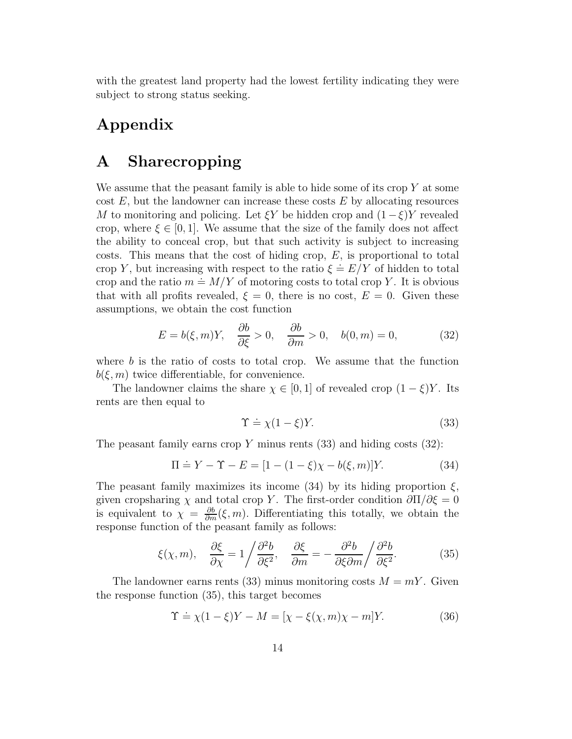with the greatest land property had the lowest fertility indicating they were subject to strong status seeking.

# Appendix

## A Sharecropping

We assume that the peasant family is able to hide some of its crop $Y$ at some cost $E$, but the landowner can increase these costs $E$ by allocating resources $M$ to monitoring and policing. Let $\xi Y$ be hidden crop and $(1-\xi)Y$ revealed crop, where $\xi \in [0,1]$. We assume that the size of the family does not affect the ability to conceal crop, but that such activity is subject to increasing costs. This means that the cost of hiding crop, $E$, is proportional to total crop $Y$, but increasing with respect to the ratio $\xi \doteq E/Y$ of hidden to total crop and the ratio $m \doteq M/Y$ of motoring costs to total crop $Y$. It is obvious that with all profits revealed, $\xi = 0$, there is no cost, $E = 0$. Given these assumptions, we obtain the cost function

$$E = b(\xi, m)Y, \quad \frac{\partial b}{\partial \xi} > 0, \quad \frac{\partial b}{\partial m} > 0, \quad b(0, m) = 0, \tag{32}$$

where $b$ is the ratio of costs to total crop. We assume that the function $b(\xi, m)$ twice differentiable, for convenience.

The landowner claims the share $\chi \in [0,1]$ of revealed crop $(1-\xi)Y$. Its rents are then equal to

$$\Upsilon \doteq \chi(1-\xi)Y. \tag{33}$$

The peasant family earns crop $Y$ minus rents (33) and hiding costs (32):

$$\Pi \doteq Y - \Upsilon - E = [1 - (1-\xi)\chi - b(\xi, m)]Y. \tag{34}$$

The peasant family maximizes its income (34) by its hiding proportion $\xi$, given cropsharing $\chi$ and total crop $Y$. The first-order condition $\partial \Pi / \partial \xi = 0$ is equivalent to $\chi = \frac{\partial b}{\partial m}(\xi, m)$. Differentiating this totally, we obtain the response function of the peasant family as follows:

$$\xi(\chi, m), \quad \frac{\partial \xi}{\partial \chi} = 1 \bigg/ \frac{\partial^2 b}{\partial \xi^2}, \quad \frac{\partial \xi}{\partial m} = -\frac{\partial^2 b}{\partial \xi \partial m} \bigg/ \frac{\partial^2 b}{\partial \xi^2}. \tag{35}$$

The landowner earns rents (33) minus monitoring costs $M = mY$. Given the response function (35), this target becomes

$$\Upsilon \doteq \chi(1-\xi)Y - M = [\chi - \xi(\chi, m)\chi - m]Y. \tag{36}$$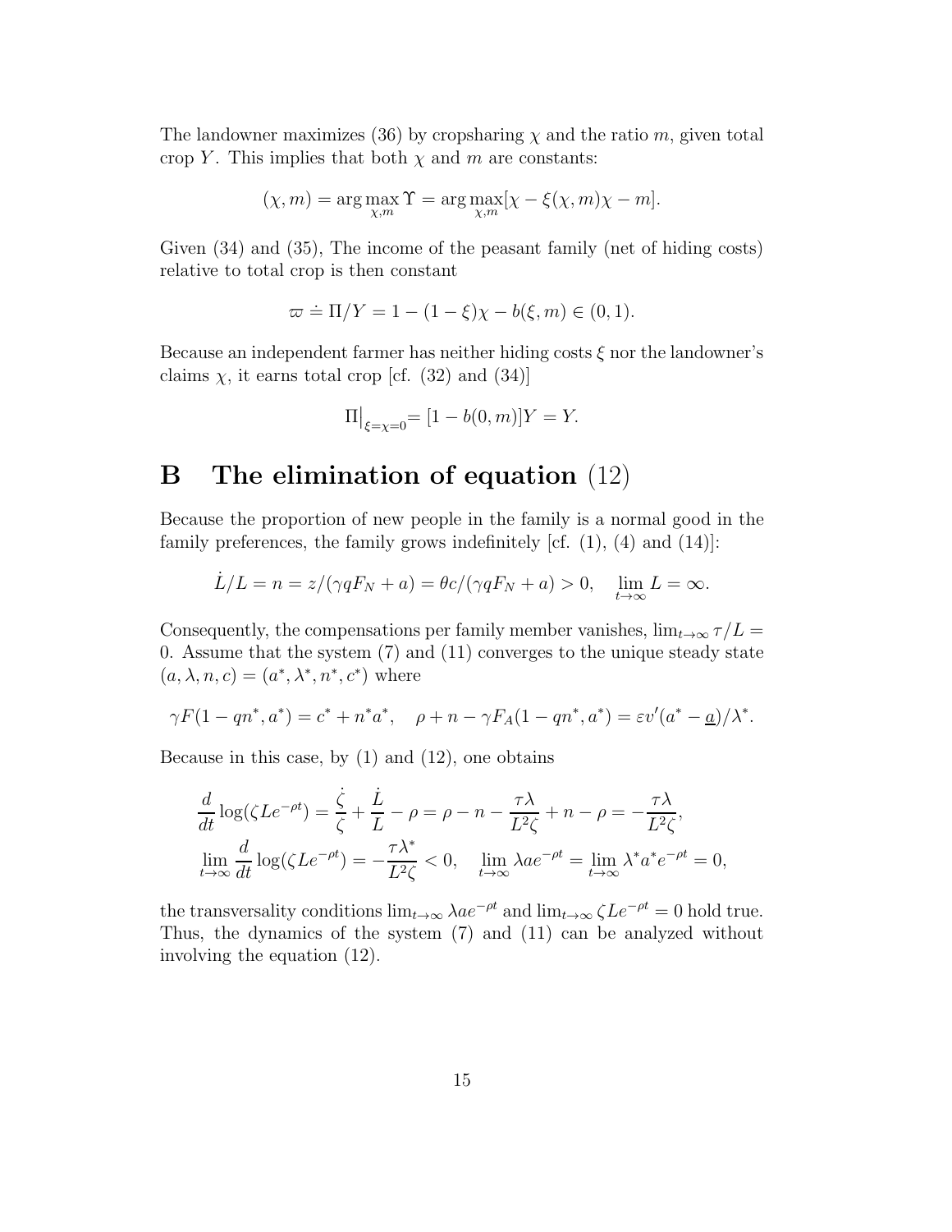The landowner maximizes (36) by cropsharing $\chi$ and the ratio $m$, given total crop $Y$. This implies that both $\chi$ and $m$ are constants:

$$(\chi, m) = \arg\max_{\chi,m} \Upsilon = \arg\max_{\chi,m} [\chi - \xi(\chi, m)\chi - m].$$

Given (34) and (35), The income of the peasant family (net of hiding costs) relative to total crop is then constant

$$\varpi \doteq \Pi/Y = 1 - (1 - \xi)\chi - b(\xi, m) \in (0, 1).$$

Because an independent farmer has neither hiding costs $\xi$ nor the landowner's claims $\chi$, it earns total crop [cf. (32) and (34)]

$$\Pi\big|_{\xi=\chi=0} = [1 - b(0, m)]Y = Y.$$

# B The elimination of equation (12)

Because the proportion of new people in the family is a normal good in the family preferences, the family grows indefinitely [cf. (1), (4) and (14)]:

$$\dot{L}/L = n = z/(\gamma q F_N + a) = \theta c/(\gamma q F_N + a) > 0, \quad \lim_{t\to\infty} L = \infty.$$

Consequently, the compensations per family member vanishes, $\lim_{t\to\infty} \tau/L = 0$. Assume that the system (7) and (11) converges to the unique steady state $(a, \lambda, n, c) = (a^*, \lambda^*, n^*, c^*)$ where

$$\gamma F(1 - qn^*, a^*) = c^* + n^* a^*, \quad \rho + n - \gamma F_A(1 - qn^*, a^*) = \varepsilon v'(a^* - \underline{a})/\lambda^*.$$

Because in this case, by (1) and (12), one obtains

$$\frac{d}{dt}\log(\zeta L e^{-\rho t}) = \frac{\dot{\zeta}}{\zeta} + \frac{\dot{L}}{L} - \rho = \rho - n - \frac{\tau\lambda}{L^2\zeta} + n - \rho = -\frac{\tau\lambda}{L^2\zeta},$$
$$\lim_{t\to\infty} \frac{d}{dt}\log(\zeta L e^{-\rho t}) = -\frac{\tau\lambda^*}{L^2\zeta} < 0, \quad \lim_{t\to\infty} \lambda a e^{-\rho t} = \lim_{t\to\infty} \lambda^* a^* e^{-\rho t} = 0,$$

the transversality conditions $\lim_{t\to\infty} \lambda a e^{-\rho t}$ and $\lim_{t\to\infty} \zeta L e^{-\rho t} = 0$ hold true. Thus, the dynamics of the system (7) and (11) can be analyzed without involving the equation (12).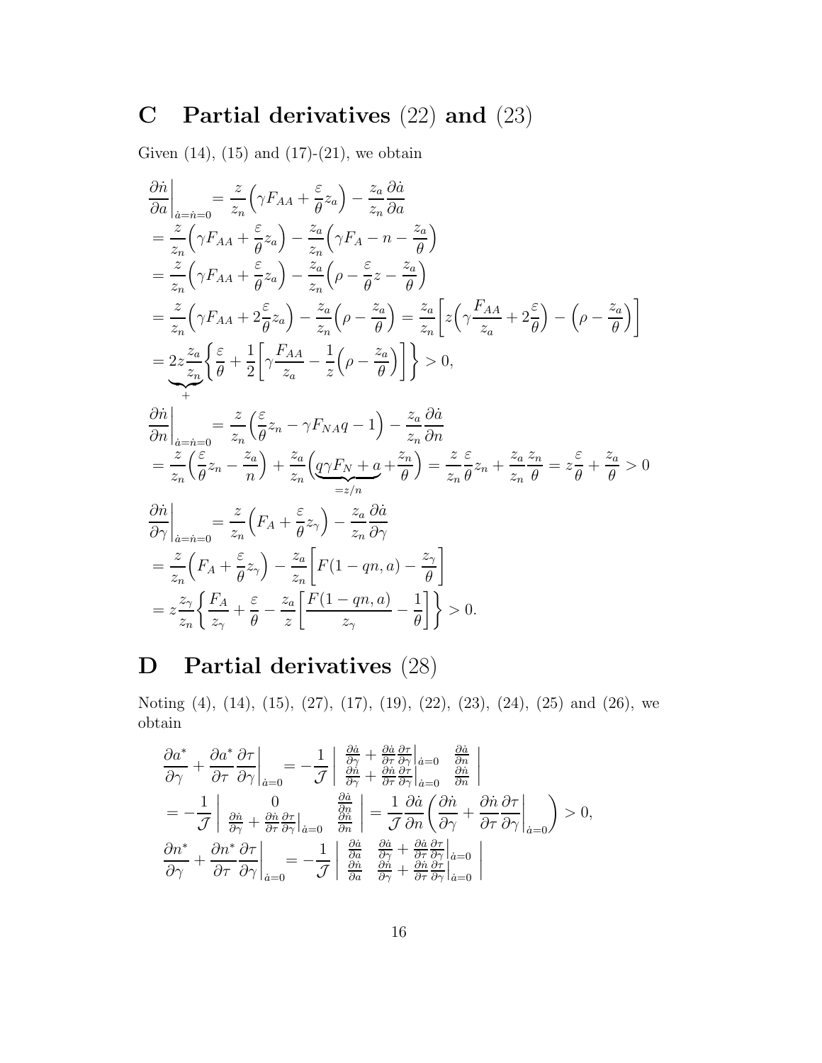# C Partial derivatives (22) and (23)

Given (14), (15) and (17)-(21), we obtain

$$
\begin{aligned}
\frac{\partial \dot{n}}{\partial a}\bigg|_{\dot{a}=\dot{n}=0} &= \frac{z}{z_n}\Big(\gamma F_{AA} + \frac{\varepsilon}{\theta} z_a\Big) - \frac{z_a}{z_n}\frac{\partial \dot{a}}{\partial a} \\
&= \frac{z}{z_n}\Big(\gamma F_{AA} + \frac{\varepsilon}{\theta} z_a\Big) - \frac{z_a}{z_n}\Big(\gamma F_A - n - \frac{z_a}{\theta}\Big) \\
&= \frac{z}{z_n}\Big(\gamma F_{AA} + \frac{\varepsilon}{\theta} z_a\Big) - \frac{z_a}{z_n}\Big(\rho - \frac{\varepsilon}{\theta} z - \frac{z_a}{\theta}\Big) \\
&= \frac{z}{z_n}\Big(\gamma F_{AA} + 2\frac{\varepsilon}{\theta} z_a\Big) - \frac{z_a}{z_n}\Big(\rho - \frac{z_a}{\theta}\Big) = \frac{z_a}{z_n}\Big[z\Big(\gamma \frac{F_{AA}}{z_a} + 2\frac{\varepsilon}{\theta}\Big) - \Big(\rho - \frac{z_a}{\theta}\Big)\Big] \\
&= \underbrace{2z\frac{z_a}{z_n}}_{+}\bigg\{\frac{\varepsilon}{\theta} + \frac{1}{2}\bigg[\gamma\frac{F_{AA}}{z_a} - \frac{1}{z}\Big(\rho - \frac{z_a}{\theta}\Big)\bigg]\bigg\} > 0,
\end{aligned}
$$

$$
\begin{aligned}
\frac{\partial \dot{n}}{\partial n}\bigg|_{\dot{a}=\dot{n}=0} &= \frac{z}{z_n}\Big(\frac{\varepsilon}{\theta} z_n - \gamma F_{NA} q - 1\Big) - \frac{z_a}{z_n}\frac{\partial \dot{a}}{\partial n} \\
&= \frac{z}{z_n}\Big(\frac{\varepsilon}{\theta} z_n - \frac{z_a}{n}\Big) + \frac{z_a}{z_n}\Big(\underbrace{q\gamma F_N + a}_{=z/n} + \frac{z_n}{\theta}\Big) = \frac{z}{z_n}\frac{\varepsilon}{\theta} z_n + \frac{z_a}{z_n}\frac{z_n}{\theta} = z\frac{\varepsilon}{\theta} + \frac{z_a}{\theta} > 0
\end{aligned}
$$

$$
\begin{aligned}
\frac{\partial \dot{n}}{\partial \gamma}\bigg|_{\dot{a}=\dot{n}=0} &= \frac{z}{z_n}\Big(F_A + \frac{\varepsilon}{\theta} z_\gamma\Big) - \frac{z_a}{z_n}\frac{\partial \dot{a}}{\partial \gamma} \\
&= \frac{z}{z_n}\Big(F_A + \frac{\varepsilon}{\theta} z_\gamma\Big) - \frac{z_a}{z_n}\bigg[F(1-qn, a) - \frac{z_\gamma}{\theta}\bigg] \\
&= z\frac{z_\gamma}{z_n}\bigg\{\frac{F_A}{z_\gamma} + \frac{\varepsilon}{\theta} - \frac{z_a}{z}\bigg[\frac{F(1-qn,a)}{z_\gamma} - \frac{1}{\theta}\bigg]\bigg\} > 0.
\end{aligned}
$$

# D Partial derivatives (28)

Noting (4), (14), (15), (27), (17), (19), (22), (23), (24), (25) and (26), we obtain

$$
\begin{aligned}
\frac{\partial a^*}{\partial \gamma} + \frac{\partial a^*}{\partial \tau}\frac{\partial \tau}{\partial \gamma}\bigg|_{\dot{a}=0} &= -\frac{1}{\mathcal{J}}\begin{vmatrix} \frac{\partial \dot{a}}{\partial \gamma} + \frac{\partial \dot{a}}{\partial \tau}\frac{\partial \tau}{\partial \gamma}\big|_{\dot{a}=0} & \frac{\partial \dot{a}}{\partial n} \\ \frac{\partial \dot{n}}{\partial \gamma} + \frac{\partial \dot{n}}{\partial \tau}\frac{\partial \tau}{\partial \gamma}\big|_{\dot{a}=0} & \frac{\partial \dot{n}}{\partial n} \end{vmatrix} \\
&= -\frac{1}{\mathcal{J}}\begin{vmatrix} 0 & \frac{\partial \dot{a}}{\partial n} \\ \frac{\partial \dot{n}}{\partial \gamma} + \frac{\partial \dot{n}}{\partial \tau}\frac{\partial \tau}{\partial \gamma}\big|_{\dot{a}=0} & \frac{\partial \dot{n}}{\partial n} \end{vmatrix} = \frac{1}{\mathcal{J}}\frac{\partial \dot{a}}{\partial n}\bigg(\frac{\partial \dot{n}}{\partial \gamma} + \frac{\partial \dot{n}}{\partial \tau}\frac{\partial \tau}{\partial \gamma}\bigg|_{\dot{a}=0}\bigg) > 0,
\end{aligned}
$$

$$
\frac{\partial n^*}{\partial \gamma} + \frac{\partial n^*}{\partial \tau}\frac{\partial \tau}{\partial \gamma}\bigg|_{\dot{a}=0} = -\frac{1}{\mathcal{J}}\begin{vmatrix} \frac{\partial \dot{a}}{\partial a} & \frac{\partial \dot{a}}{\partial \gamma} + \frac{\partial \dot{a}}{\partial \tau}\frac{\partial \tau}{\partial \gamma}\big|_{\dot{a}=0} \\ \frac{\partial \dot{n}}{\partial a} & \frac{\partial \dot{n}}{\partial \gamma} + \frac{\partial \dot{n}}{\partial \tau}\frac{\partial \tau}{\partial \gamma}\big|_{\dot{a}=0} \end{vmatrix}
$$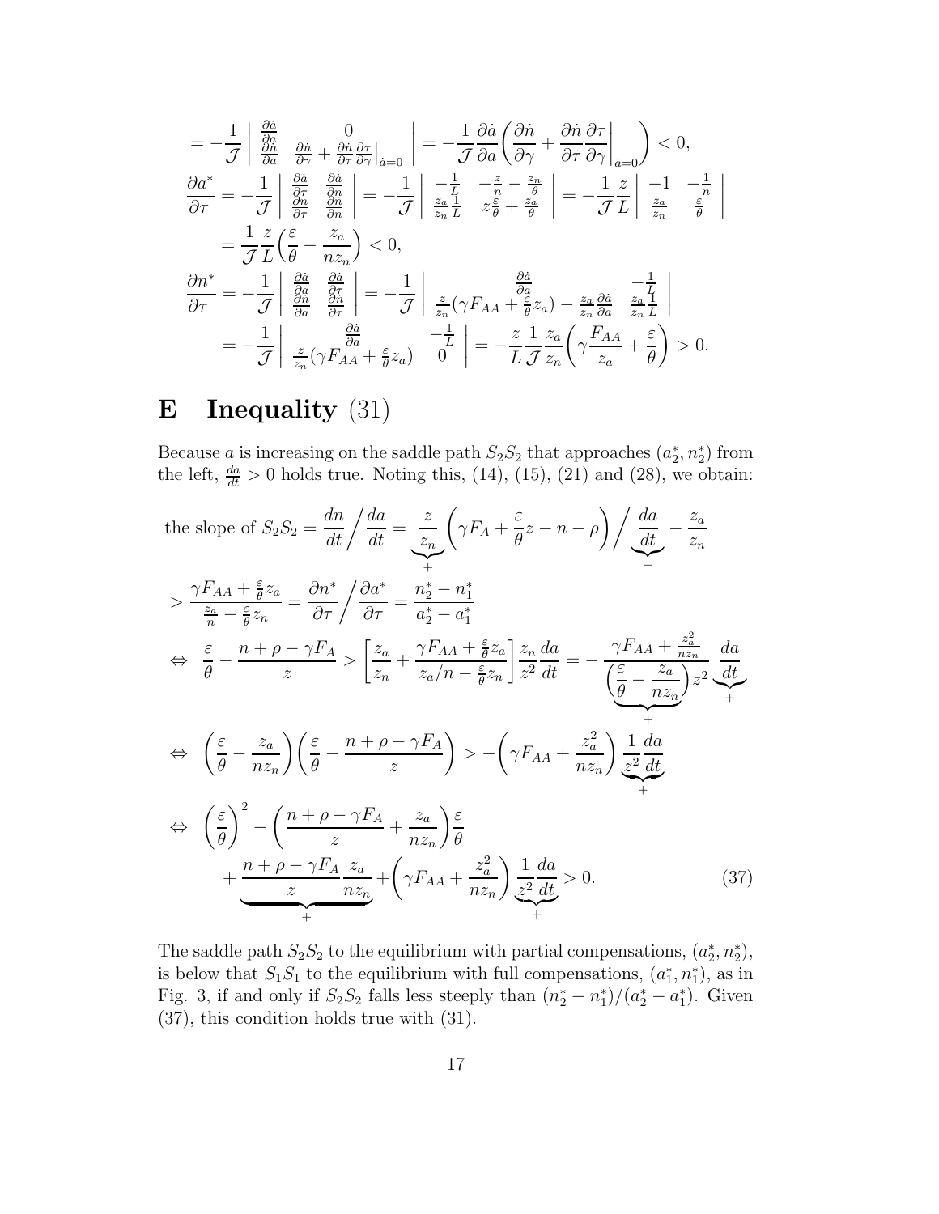$$
= -\frac{1}{\mathcal{J}} \left| \begin{array}{cc} \frac{\partial \dot{a}}{\partial a} & 0 \\ \frac{\partial \dot{n}}{\partial a} & \frac{\partial \dot{n}}{\partial \gamma} + \frac{\partial \dot{n}}{\partial \tau} \frac{\partial \tau}{\partial \gamma}\big|_{\dot{a}=0} \end{array} \right| = -\frac{1}{\mathcal{J}} \frac{\partial \dot{a}}{\partial a} \bigg( \frac{\partial \dot{n}}{\partial \gamma} + \frac{\partial \dot{n}}{\partial \tau} \frac{\partial \tau}{\partial \gamma} \bigg|_{\dot{a}=0} \bigg) < 0,
$$

$$
\frac{\partial a^*}{\partial \tau} = -\frac{1}{\mathcal{J}} \left| \begin{array}{cc} \frac{\partial \dot{a}}{\partial \tau} & \frac{\partial \dot{a}}{\partial n} \\ \frac{\partial \dot{n}}{\partial \tau} & \frac{\partial \dot{n}}{\partial n} \end{array} \right| = -\frac{1}{\mathcal{J}} \left| \begin{array}{cc} -\frac{1}{L} & -\frac{z}{n} - \frac{z_n}{\theta} \\ \frac{z_a}{z_n} \frac{1}{L} & z \frac{\varepsilon}{\theta} + \frac{z_a}{\theta} \end{array} \right| = -\frac{1}{\mathcal{J}} \frac{z}{L} \left| \begin{array}{cc} -1 & -\frac{1}{n} \\ \frac{z_a}{z_n} & \frac{\varepsilon}{\theta} \end{array} \right|
$$

$$
= \frac{1}{\mathcal{J}} \frac{z}{L} \Big( \frac{\varepsilon}{\theta} - \frac{z_a}{n z_n} \Big) < 0,
$$

$$
\frac{\partial n^*}{\partial \tau} = -\frac{1}{\mathcal{J}} \left| \begin{array}{cc} \frac{\partial \dot{a}}{\partial a} & \frac{\partial \dot{a}}{\partial \tau} \\ \frac{\partial \dot{n}}{\partial a} & \frac{\partial \dot{n}}{\partial \tau} \end{array} \right| = -\frac{1}{\mathcal{J}} \left| \begin{array}{cc} \frac{\partial \dot{a}}{\partial a} & -\frac{1}{L} \\ \frac{z}{z_n}(\gamma F_{AA} + \frac{\varepsilon}{\theta} z_a) - \frac{z_a}{z_n} \frac{\partial \dot{a}}{\partial a} & \frac{z_a}{z_n} \frac{1}{L} \end{array} \right|
$$

$$
= -\frac{1}{\mathcal{J}} \left| \begin{array}{cc} \frac{\partial \dot{a}}{\partial a} & -\frac{1}{L} \\ \frac{z}{z_n}(\gamma F_{AA} + \frac{\varepsilon}{\theta} z_a) & 0 \end{array} \right| = -\frac{z}{L} \frac{1}{\mathcal{J}} \frac{z_a}{z_n} \bigg( \gamma \frac{F_{AA}}{z_a} + \frac{\varepsilon}{\theta} \bigg) > 0.
$$

# E Inequality (31)

Because $a$ is increasing on the saddle path $S_2S_2$ that approaches $(a_2^*, n_2^*)$ from the left, $\frac{da}{dt} > 0$ holds true. Noting this, (14), (15), (21) and (28), we obtain:

$$
\text{the slope of } S_2S_2 = \frac{dn}{dt} \bigg/ \frac{da}{dt} = \underbrace{\frac{z}{z_n}}_{+} \left( \gamma F_A + \frac{\varepsilon}{\theta} z - n - \rho \right) \bigg/ \underbrace{\frac{da}{dt}}_{+} - \frac{z_a}{z_n}
$$

$$
> \frac{\gamma F_{AA} + \frac{\varepsilon}{\theta} z_a}{\frac{z_a}{n} - \frac{\varepsilon}{\theta} z_n} = \frac{\partial n^*}{\partial \tau} \bigg/ \frac{\partial a^*}{\partial \tau} = \frac{n_2^* - n_1^*}{a_2^* - a_1^*}
$$

$$
\Leftrightarrow \;\; \frac{\varepsilon}{\theta} - \frac{n + \rho - \gamma F_A}{z} > \left[ \frac{z_a}{z_n} + \frac{\gamma F_{AA} + \frac{\varepsilon}{\theta} z_a}{z_a / n - \frac{\varepsilon}{\theta} z_n} \right] \frac{z_n}{z^2} \frac{da}{dt} = -\frac{\gamma F_{AA} + \frac{z_a^2}{n z_n}}{\underbrace{\Big( \frac{\varepsilon}{\theta} - \frac{z_a}{n z_n} \Big)}_{+} z^2} \underbrace{\frac{da}{dt}}_{+}
$$

$$
\Leftrightarrow \;\; \left( \frac{\varepsilon}{\theta} - \frac{z_a}{n z_n} \right) \left( \frac{\varepsilon}{\theta} - \frac{n + \rho - \gamma F_A}{z} \right) > -\left( \gamma F_{AA} + \frac{z_a^2}{n z_n} \right) \underbrace{\frac{1}{z^2} \frac{da}{dt}}_{+}
$$

$$
\Leftrightarrow \;\; \left( \frac{\varepsilon}{\theta} \right)^2 - \left( \frac{n + \rho - \gamma F_A}{z} + \frac{z_a}{n z_n} \right) \frac{\varepsilon}{\theta} + \underbrace{\frac{n + \rho - \gamma F_A}{z} \frac{z_a}{n z_n}}_{+} + \left( \gamma F_{AA} + \frac{z_a^2}{n z_n} \right) \underbrace{\frac{1}{z^2} \frac{da}{dt}}_{+} > 0. \tag{37}
$$

The saddle path $S_2S_2$ to the equilibrium with partial compensations, $(a_2^*, n_2^*)$, is below that $S_1S_1$ to the equilibrium with full compensations, $(a_1^*, n_1^*)$, as in Fig. 3, if and only if $S_2S_2$ falls less steeply than $(n_2^* - n_1^*)/(a_2^* - a_1^*)$. Given (37), this condition holds true with (31).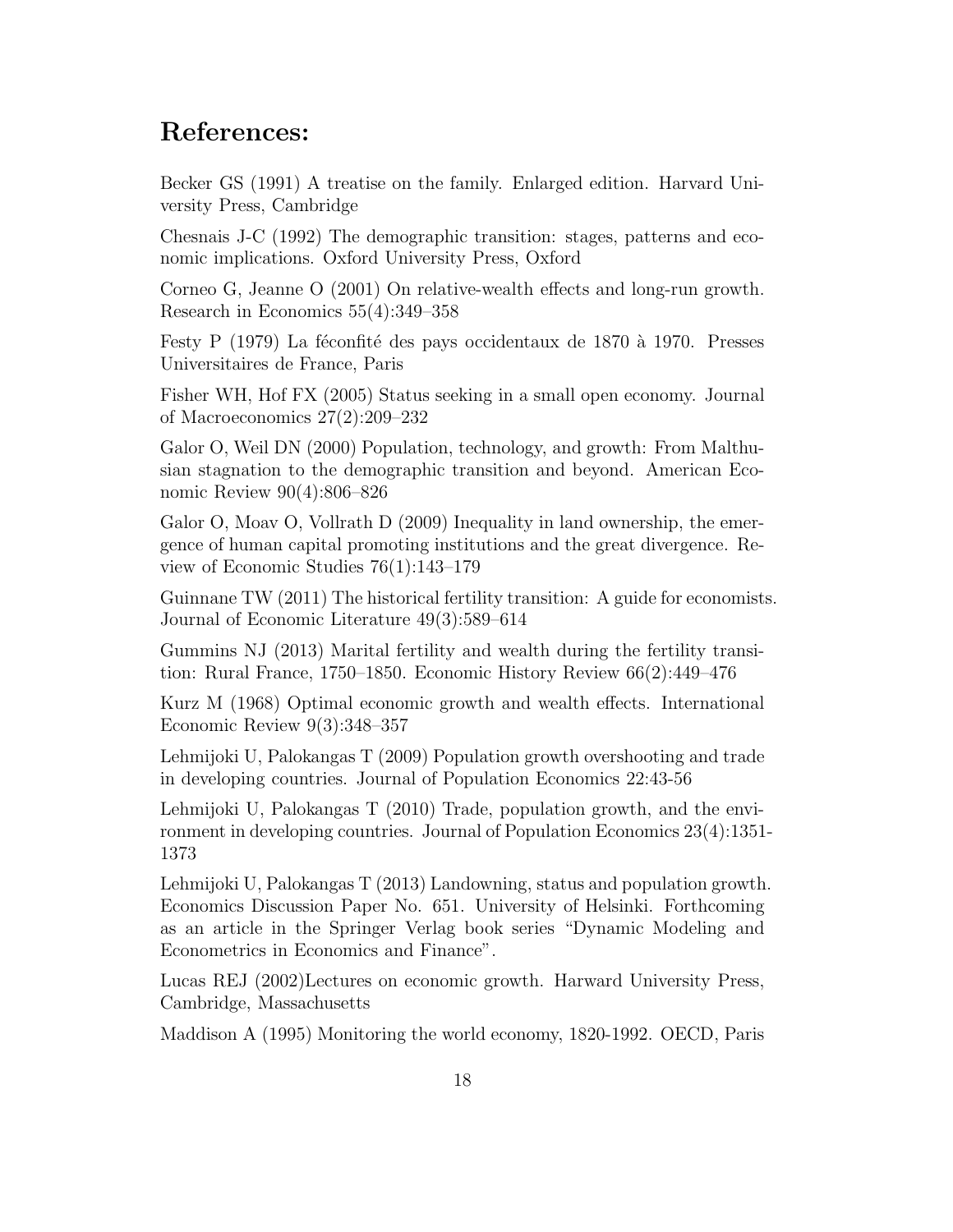## References:

Becker GS (1991) A treatise on the family. Enlarged edition. Harvard University Press, Cambridge

Chesnais J-C (1992) The demographic transition: stages, patterns and economic implications. Oxford University Press, Oxford

Corneo G, Jeanne O (2001) On relative-wealth effects and long-run growth. Research in Economics 55(4):349–358

Festy P (1979) La féconfité des pays occidentaux de 1870 à 1970. Presses Universitaires de France, Paris

Fisher WH, Hof FX (2005) Status seeking in a small open economy. Journal of Macroeconomics 27(2):209–232

Galor O, Weil DN (2000) Population, technology, and growth: From Malthusian stagnation to the demographic transition and beyond. American Economic Review 90(4):806–826

Galor O, Moav O, Vollrath D (2009) Inequality in land ownership, the emergence of human capital promoting institutions and the great divergence. Review of Economic Studies 76(1):143–179

Guinnane TW (2011) The historical fertility transition: A guide for economists. Journal of Economic Literature 49(3):589–614

Gummins NJ (2013) Marital fertility and wealth during the fertility transition: Rural France, 1750–1850. Economic History Review 66(2):449–476

Kurz M (1968) Optimal economic growth and wealth effects. International Economic Review 9(3):348–357

Lehmijoki U, Palokangas T (2009) Population growth overshooting and trade in developing countries. Journal of Population Economics 22:43-56

Lehmijoki U, Palokangas T (2010) Trade, population growth, and the environment in developing countries. Journal of Population Economics 23(4):1351-1373

Lehmijoki U, Palokangas T (2013) Landowning, status and population growth. Economics Discussion Paper No. 651. University of Helsinki. Forthcoming as an article in the Springer Verlag book series "Dynamic Modeling and Econometrics in Economics and Finance".

Lucas REJ (2002)Lectures on economic growth. Harward University Press, Cambridge, Massachusetts

Maddison A (1995) Monitoring the world economy, 1820-1992. OECD, Paris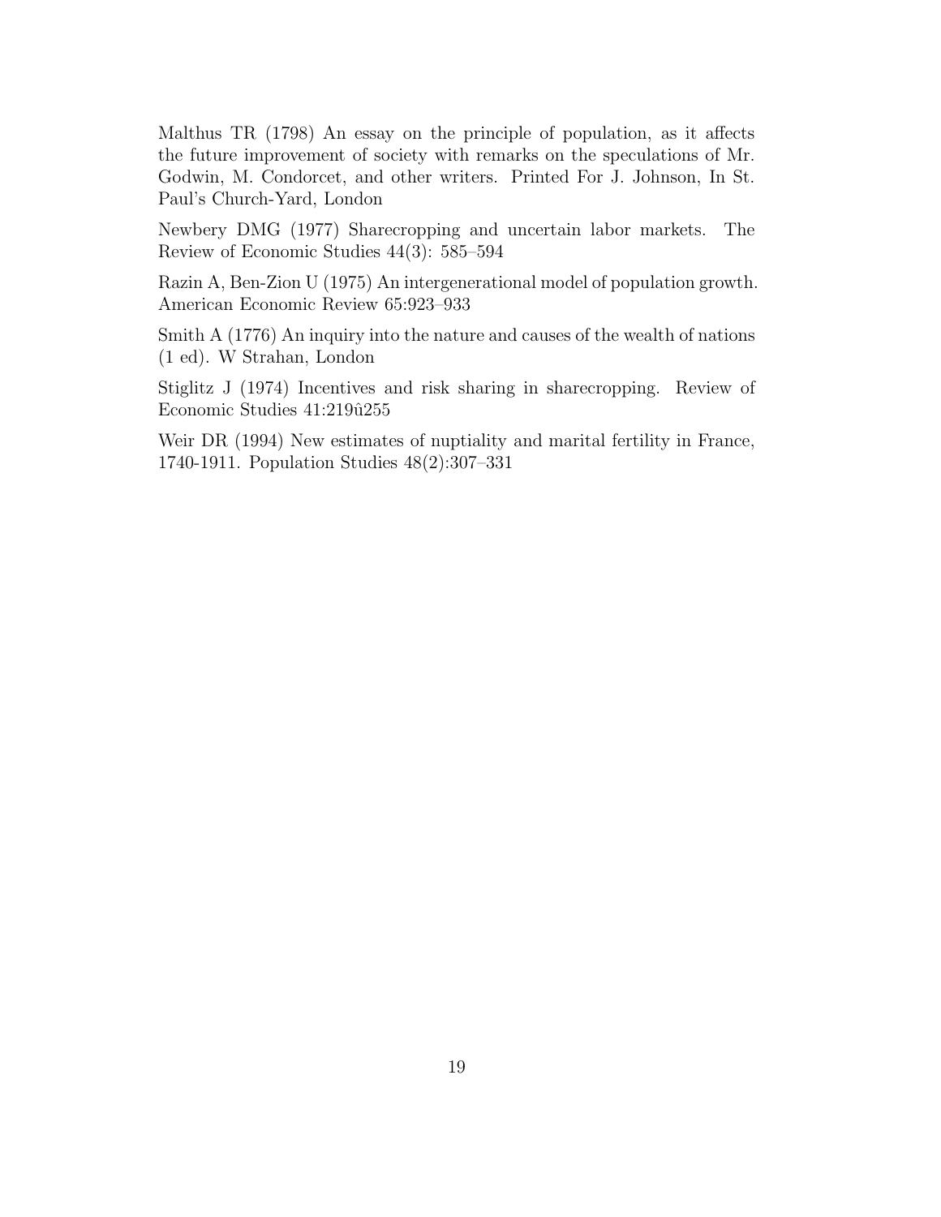Malthus TR (1798) An essay on the principle of population, as it affects the future improvement of society with remarks on the speculations of Mr. Godwin, M. Condorcet, and other writers. Printed For J. Johnson, In St. Paul's Church-Yard, London

Newbery DMG (1977) Sharecropping and uncertain labor markets. The Review of Economic Studies 44(3): 585–594

Razin A, Ben-Zion U (1975) An intergenerational model of population growth. American Economic Review 65:923–933

Smith A (1776) An inquiry into the nature and causes of the wealth of nations (1 ed). W Strahan, London

Stiglitz J (1974) Incentives and risk sharing in sharecropping. Review of Economic Studies 41:219û255

Weir DR (1994) New estimates of nuptiality and marital fertility in France, 1740-1911. Population Studies 48(2):307–331